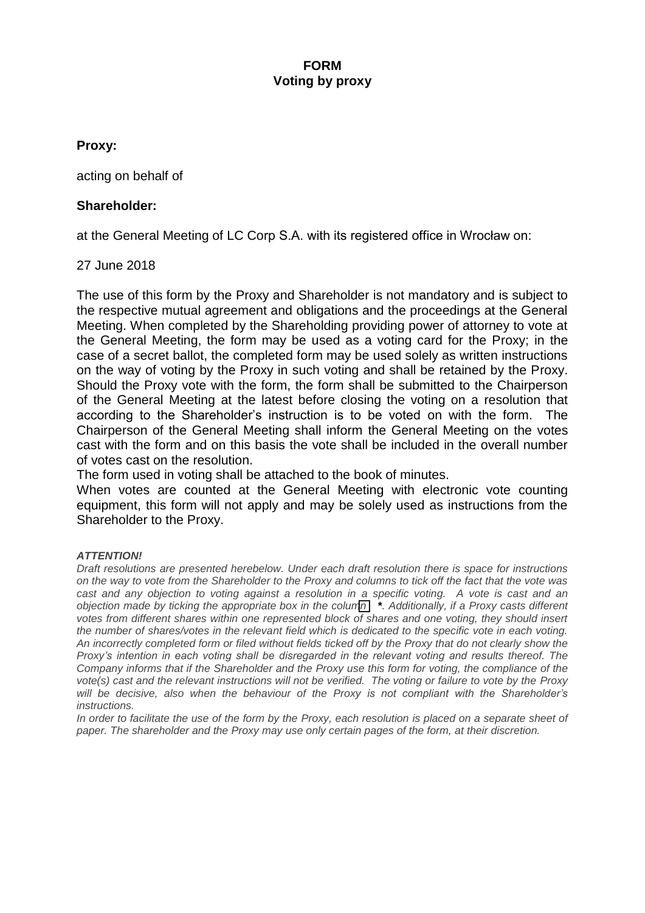**FORM**
**Voting by proxy**

**Proxy:**

acting on behalf of

**Shareholder:**

at the General Meeting of LC Corp S.A. with its registered office in Wrocław on:

27 June 2018

The use of this form by the Proxy and Shareholder is not mandatory and is subject to the respective mutual agreement and obligations and the proceedings at the General Meeting. When completed by the Shareholding providing power of attorney to vote at the General Meeting, the form may be used as a voting card for the Proxy; in the case of a secret ballot, the completed form may be used solely as written instructions on the way of voting by the Proxy in such voting and shall be retained by the Proxy. Should the Proxy vote with the form, the form shall be submitted to the Chairperson of the General Meeting at the latest before closing the voting on a resolution that according to the Shareholder's instruction is to be voted on with the form. The Chairperson of the General Meeting shall inform the General Meeting on the votes cast with the form and on this basis the vote shall be included in the overall number of votes cast on the resolution.

The form used in voting shall be attached to the book of minutes.

When votes are counted at the General Meeting with electronic vote counting equipment, this form will not apply and may be solely used as instructions from the Shareholder to the Proxy.

***ATTENTION!***

*Draft resolutions are presented herebelow. Under each draft resolution there is space for instructions on the way to vote from the Shareholder to the Proxy and columns to tick off the fact that the vote was cast and any objection to voting against a resolution in a specific voting. A vote is cast and an objection made by ticking the appropriate box in the column* ***\****. *Additionally, if a Proxy casts different votes from different shares within one represented block of shares and one voting, they should insert the number of shares/votes in the relevant field which is dedicated to the specific vote in each voting. An incorrectly completed form or filed without fields ticked off by the Proxy that do not clearly show the Proxy's intention in each voting shall be disregarded in the relevant voting and results thereof. The Company informs that if the Shareholder and the Proxy use this form for voting, the compliance of the vote(s) cast and the relevant instructions will not be verified. The voting or failure to vote by the Proxy will be decisive, also when the behaviour of the Proxy is not compliant with the Shareholder's instructions.*

*In order to facilitate the use of the form by the Proxy, each resolution is placed on a separate sheet of paper. The shareholder and the Proxy may use only certain pages of the form, at their discretion.*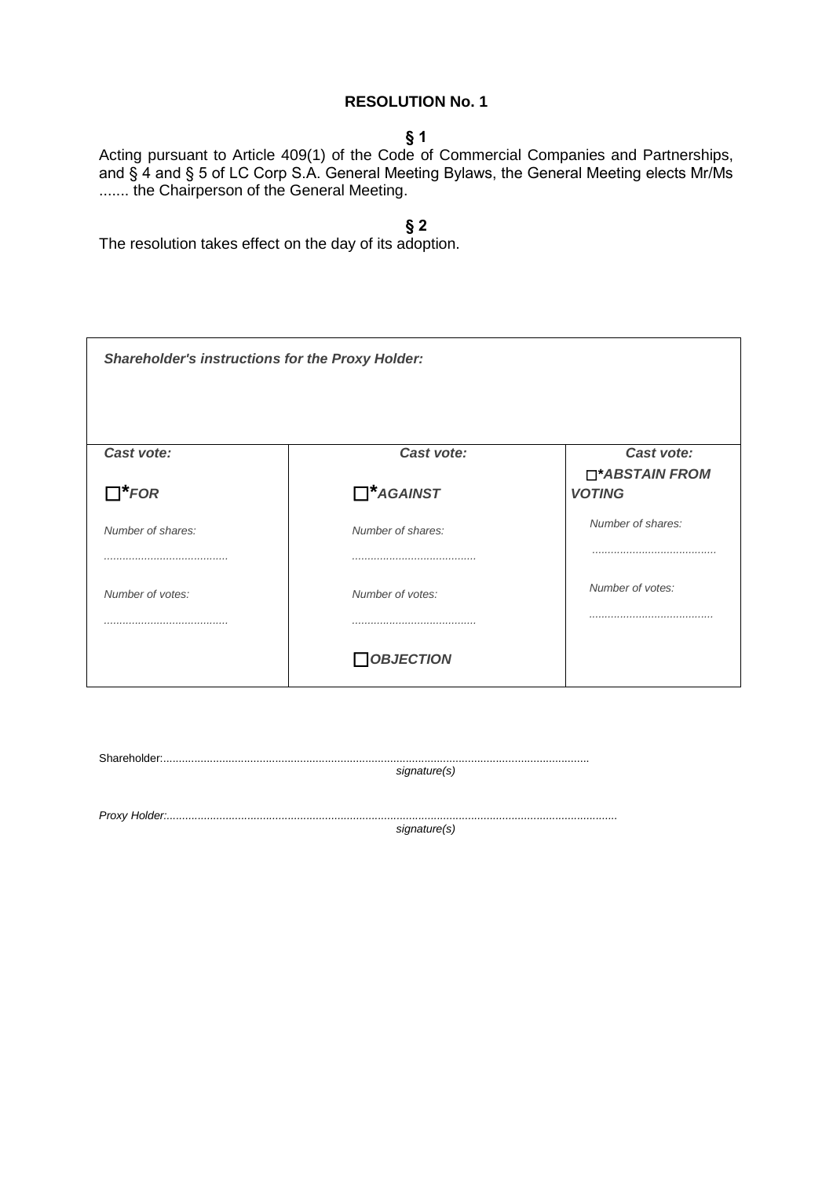## RESOLUTION No. 1

**§ 1**

Acting pursuant to Article 409(1) of the Code of Commercial Companies and Partnerships, and § 4 and § 5 of LC Corp S.A. General Meeting Bylaws, the General Meeting elects Mr/Ms ....... the Chairperson of the General Meeting.

**§ 2**

The resolution takes effect on the day of its adoption.

| ***Shareholder's instructions for the Proxy Holder:*** | | |
|---|---|---|
| ***Cast vote:*** | ***Cast vote:*** | ***Cast vote:*** |
| ☐****FOR*** | ☐****AGAINST*** | ☐****ABSTAIN FROM VOTING*** |
| *Number of shares:* ........................................ | *Number of shares:* ........................................ | *Number of shares:* ........................................ |
| *Number of votes:* ........................................ | *Number of votes:* ........................................ | *Number of votes:* ........................................ |
| | ☐***OBJECTION*** | |

Shareholder:..........................................................................................................................................
*signature(s)*

*Proxy Holder:*..........................................................................................................................................
*signature(s)*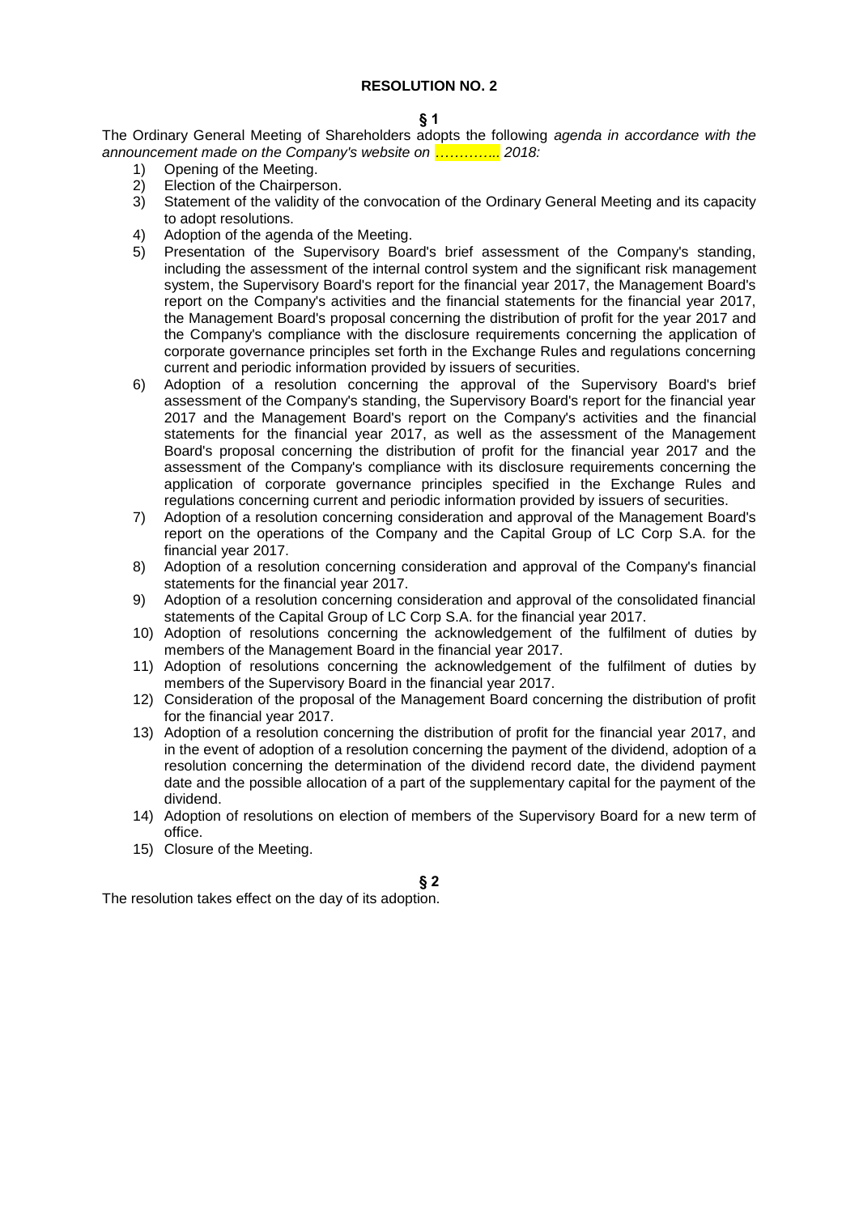**RESOLUTION NO. 2**

**§ 1**

The Ordinary General Meeting of Shareholders adopts the following *agenda in accordance with the announcement made on the Company's website on ………….. 2018:*

1) Opening of the Meeting.
2) Election of the Chairperson.
3) Statement of the validity of the convocation of the Ordinary General Meeting and its capacity to adopt resolutions.
4) Adoption of the agenda of the Meeting.
5) Presentation of the Supervisory Board's brief assessment of the Company's standing, including the assessment of the internal control system and the significant risk management system, the Supervisory Board's report for the financial year 2017, the Management Board's report on the Company's activities and the financial statements for the financial year 2017, the Management Board's proposal concerning the distribution of profit for the year 2017 and the Company's compliance with the disclosure requirements concerning the application of corporate governance principles set forth in the Exchange Rules and regulations concerning current and periodic information provided by issuers of securities.
6) Adoption of a resolution concerning the approval of the Supervisory Board's brief assessment of the Company's standing, the Supervisory Board's report for the financial year 2017 and the Management Board's report on the Company's activities and the financial statements for the financial year 2017, as well as the assessment of the Management Board's proposal concerning the distribution of profit for the financial year 2017 and the assessment of the Company's compliance with its disclosure requirements concerning the application of corporate governance principles specified in the Exchange Rules and regulations concerning current and periodic information provided by issuers of securities.
7) Adoption of a resolution concerning consideration and approval of the Management Board's report on the operations of the Company and the Capital Group of LC Corp S.A. for the financial year 2017.
8) Adoption of a resolution concerning consideration and approval of the Company's financial statements for the financial year 2017.
9) Adoption of a resolution concerning consideration and approval of the consolidated financial statements of the Capital Group of LC Corp S.A. for the financial year 2017.
10) Adoption of resolutions concerning the acknowledgement of the fulfilment of duties by members of the Management Board in the financial year 2017.
11) Adoption of resolutions concerning the acknowledgement of the fulfilment of duties by members of the Supervisory Board in the financial year 2017.
12) Consideration of the proposal of the Management Board concerning the distribution of profit for the financial year 2017.
13) Adoption of a resolution concerning the distribution of profit for the financial year 2017, and in the event of adoption of a resolution concerning the payment of the dividend, adoption of a resolution concerning the determination of the dividend record date, the dividend payment date and the possible allocation of a part of the supplementary capital for the payment of the dividend.
14) Adoption of resolutions on election of members of the Supervisory Board for a new term of office.
15) Closure of the Meeting.

**§ 2**

The resolution takes effect on the day of its adoption.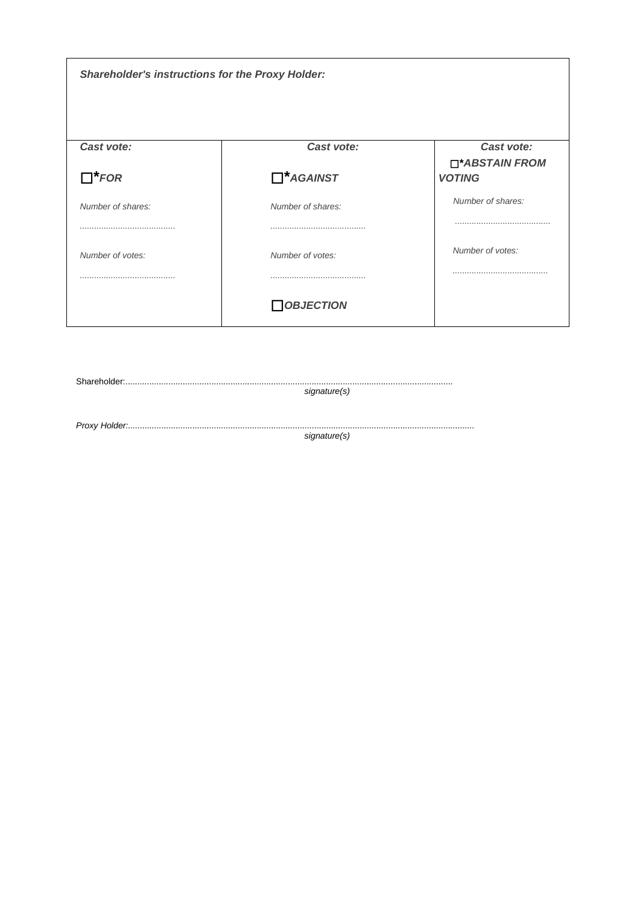| ***Shareholder's instructions for the Proxy Holder:*** | | |
|---|---|---|
| ***Cast vote:*** | ***Cast vote:*** | ***Cast vote:*** |
| ☐****FOR*** | ☐****AGAINST*** | ☐****ABSTAIN FROM VOTING*** |
| *Number of shares:* ........................................ | *Number of shares:* ........................................ | *Number of shares:* ........................................ |
| *Number of votes:* ........................................ | *Number of votes:* ........................................ | *Number of votes:* ........................................ |
| | ☐***OBJECTION*** | |

Shareholder:.........................................................................................................................................
*signature(s)*

*Proxy Holder:*.................................................................................................................................................
*signature(s)*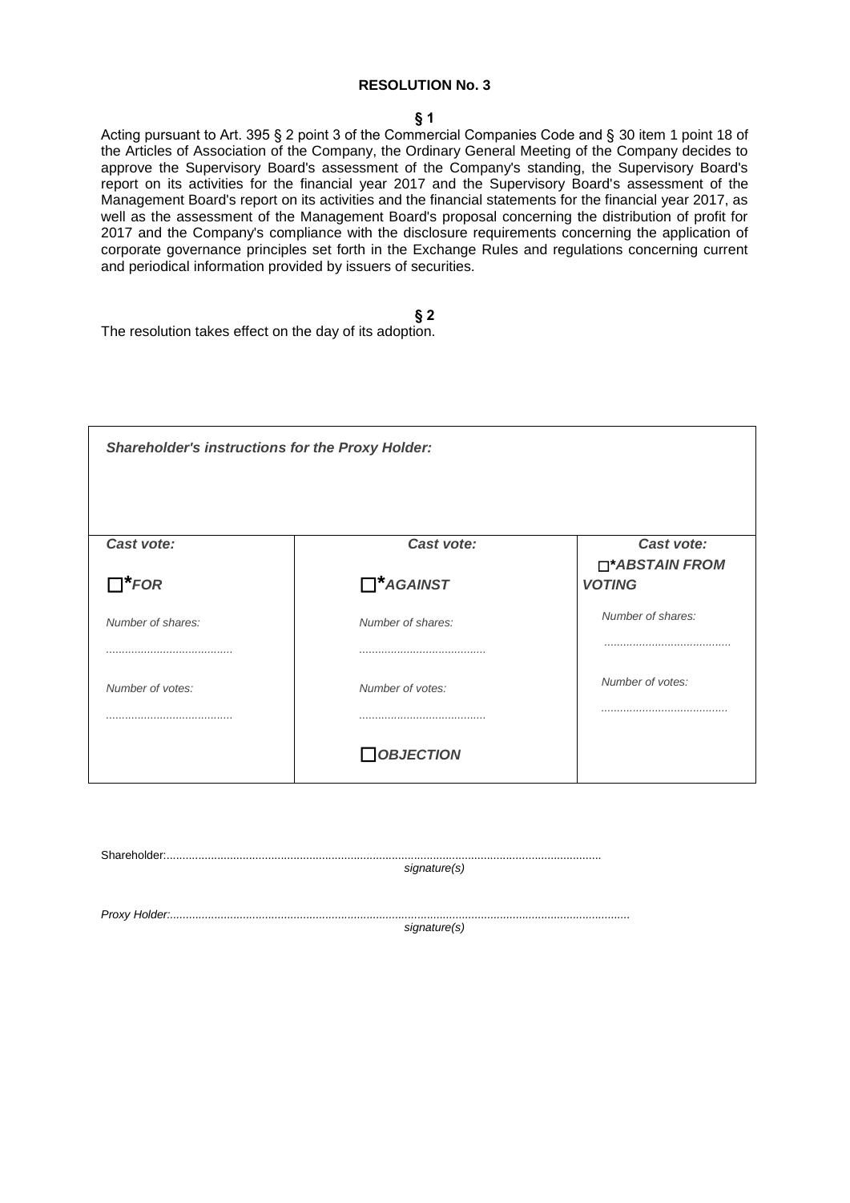**RESOLUTION No. 3**

**§ 1**

Acting pursuant to Art. 395 § 2 point 3 of the Commercial Companies Code and § 30 item 1 point 18 of the Articles of Association of the Company, the Ordinary General Meeting of the Company decides to approve the Supervisory Board's assessment of the Company's standing, the Supervisory Board's report on its activities for the financial year 2017 and the Supervisory Board's assessment of the Management Board's report on its activities and the financial statements for the financial year 2017, as well as the assessment of the Management Board's proposal concerning the distribution of profit for 2017 and the Company's compliance with the disclosure requirements concerning the application of corporate governance principles set forth in the Exchange Rules and regulations concerning current and periodical information provided by issuers of securities.

**§ 2**

The resolution takes effect on the day of its adoption.

| ***Shareholder's instructions for the Proxy Holder:*** | | |
|---|---|---|
| ***Cast vote:*** ☐ ***\*FOR*** | ***Cast vote:*** ☐ ***\*AGAINST*** | ***Cast vote:*** ☐ ***\*ABSTAIN FROM VOTING*** |
| *Number of shares:* ........................................ | *Number of shares:* ........................................ | *Number of shares:* ........................................ |
| *Number of votes:* ........................................ | *Number of votes:* ........................................ | *Number of votes:* ........................................ |
| | ☐ ***OBJECTION*** | |

Shareholder:........................................................................................................................................
*signature(s)*

*Proxy Holder:.................................................................................................................................................*
*signature(s)*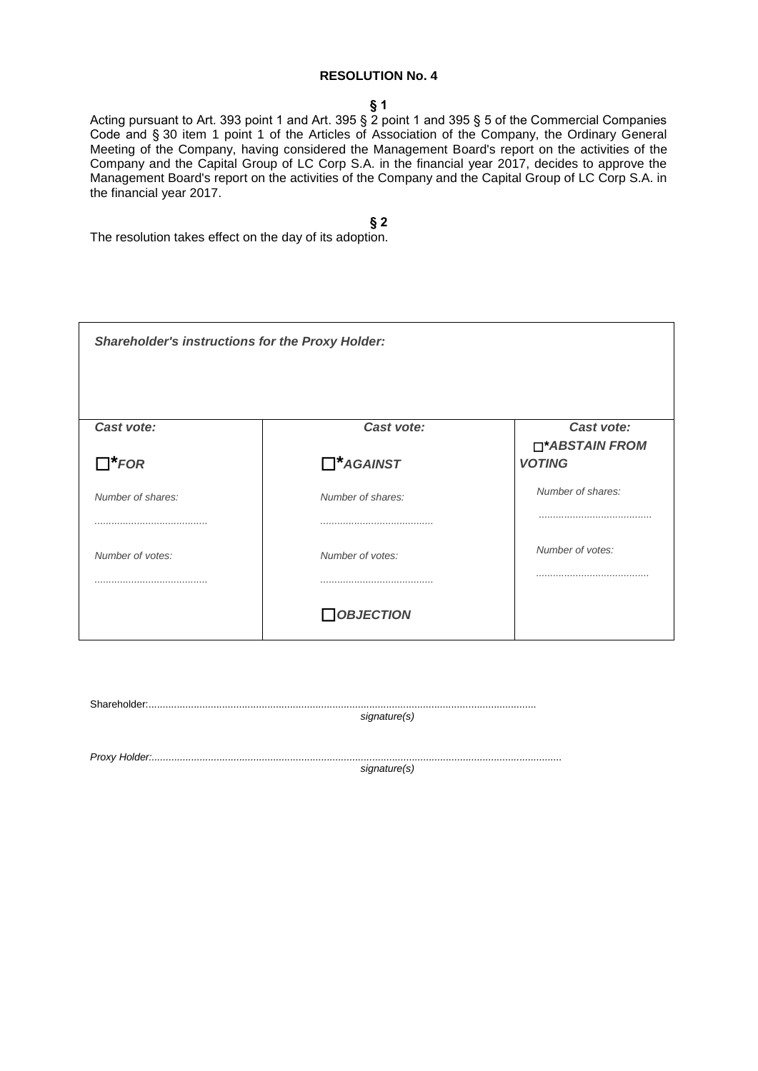**RESOLUTION No. 4**

**§ 1**

Acting pursuant to Art. 393 point 1 and Art. 395 § 2 point 1 and 395 § 5 of the Commercial Companies Code and § 30 item 1 point 1 of the Articles of Association of the Company, the Ordinary General Meeting of the Company, having considered the Management Board's report on the activities of the Company and the Capital Group of LC Corp S.A. in the financial year 2017, decides to approve the Management Board's report on the activities of the Company and the Capital Group of LC Corp S.A. in the financial year 2017.

**§ 2**

The resolution takes effect on the day of its adoption.

| ***Shareholder's instructions for the Proxy Holder:*** | | |
|---|---|---|
| ***Cast vote:*** | ***Cast vote:*** | ***Cast vote:*** |
| ☐***FOR*** | ☐***AGAINST*** | ☐****ABSTAIN FROM VOTING*** |
| *Number of shares:* ........................................ | *Number of shares:* ........................................ | *Number of shares:* ........................................ |
| *Number of votes:* ........................................ | *Number of votes:* ........................................ | *Number of votes:* ........................................ |
| | ☐***OBJECTION*** | |

Shareholder:........................................................................................................................................
*signature(s)*

*Proxy Holder:..............................................................................................................................................*
*signature(s)*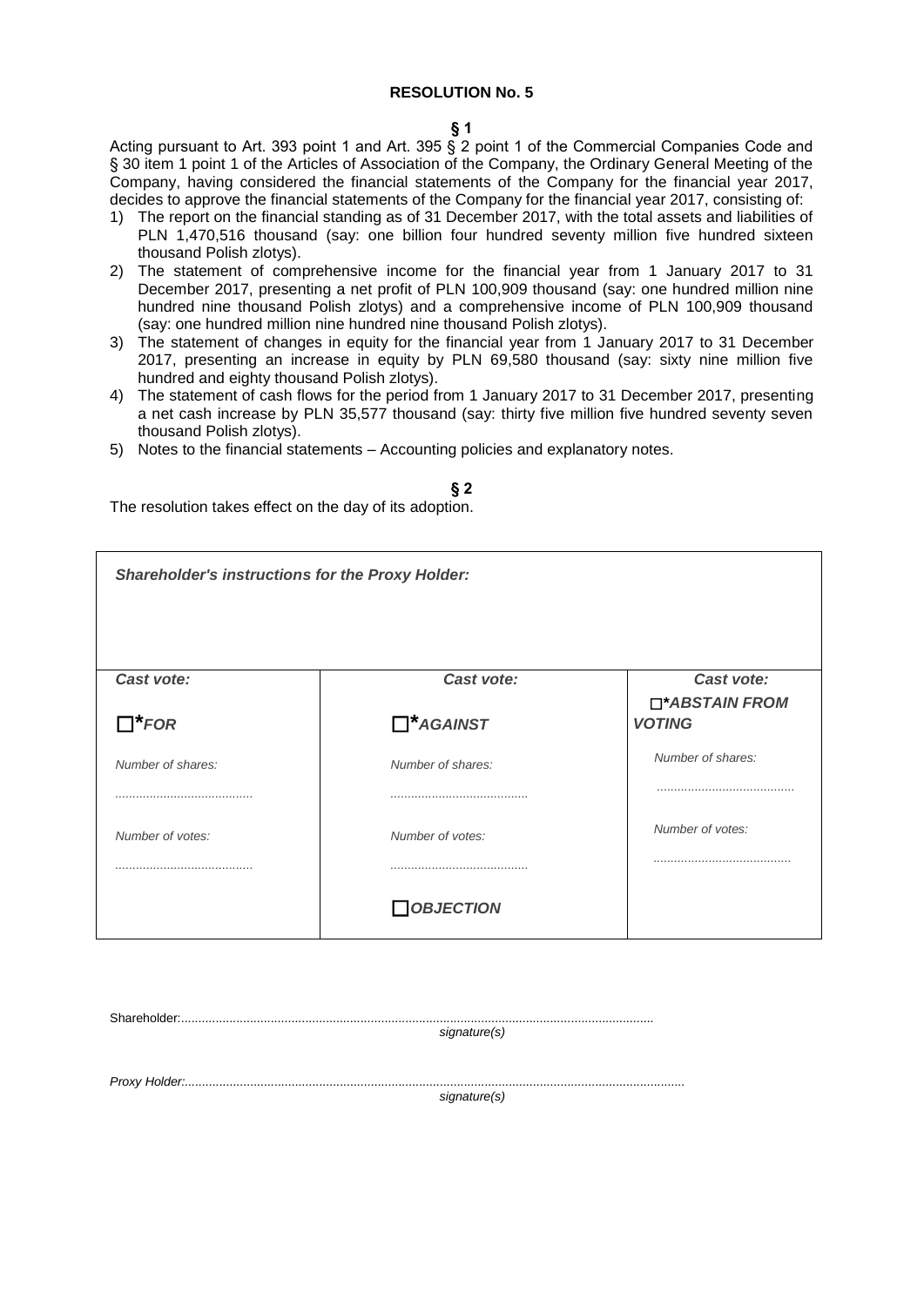**RESOLUTION No. 5**

**§ 1**

Acting pursuant to Art. 393 point 1 and Art. 395 § 2 point 1 of the Commercial Companies Code and § 30 item 1 point 1 of the Articles of Association of the Company, the Ordinary General Meeting of the Company, having considered the financial statements of the Company for the financial year 2017, decides to approve the financial statements of the Company for the financial year 2017, consisting of:

1) The report on the financial standing as of 31 December 2017, with the total assets and liabilities of PLN 1,470,516 thousand (say: one billion four hundred seventy million five hundred sixteen thousand Polish zlotys).
2) The statement of comprehensive income for the financial year from 1 January 2017 to 31 December 2017, presenting a net profit of PLN 100,909 thousand (say: one hundred million nine hundred nine thousand Polish zlotys) and a comprehensive income of PLN 100,909 thousand (say: one hundred million nine hundred nine thousand Polish zlotys).
3) The statement of changes in equity for the financial year from 1 January 2017 to 31 December 2017, presenting an increase in equity by PLN 69,580 thousand (say: sixty nine million five hundred and eighty thousand Polish zlotys).
4) The statement of cash flows for the period from 1 January 2017 to 31 December 2017, presenting a net cash increase by PLN 35,577 thousand (say: thirty five million five hundred seventy seven thousand Polish zlotys).
5) Notes to the financial statements – Accounting policies and explanatory notes.

**§ 2**

The resolution takes effect on the day of its adoption.

| ***Shareholder's instructions for the Proxy Holder:*** | | |
|---|---|---|
| ***Cast vote:*** | ***Cast vote:*** | ***Cast vote:*** |
| ☐****FOR*** | ☐****AGAINST*** | ☐****ABSTAIN FROM VOTING*** |
| *Number of shares:* ........................................ | *Number of shares:* ........................................ | *Number of shares:* ........................................ |
| *Number of votes:* ........................................ | *Number of votes:* ........................................ | *Number of votes:* ........................................ |
| | ☐***OBJECTION*** | |

Shareholder:.........................................................................................................................................
*signature(s)*

*Proxy Holder:*.........................................................................................................................................
*signature(s)*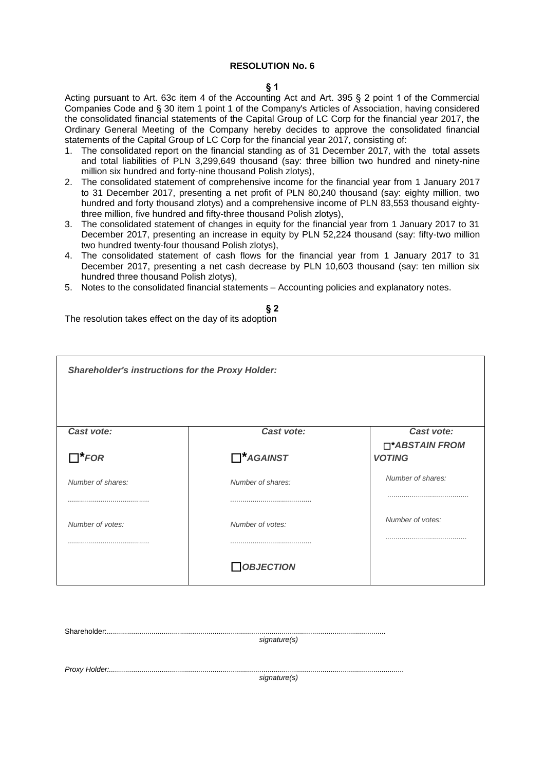**RESOLUTION No. 6**

**§ 1**

Acting pursuant to Art. 63c item 4 of the Accounting Act and Art. 395 § 2 point 1 of the Commercial Companies Code and § 30 item 1 point 1 of the Company's Articles of Association, having considered the consolidated financial statements of the Capital Group of LC Corp for the financial year 2017, the Ordinary General Meeting of the Company hereby decides to approve the consolidated financial statements of the Capital Group of LC Corp for the financial year 2017, consisting of:

1. The consolidated report on the financial standing as of 31 December 2017, with the total assets and total liabilities of PLN 3,299,649 thousand (say: three billion two hundred and ninety-nine million six hundred and forty-nine thousand Polish zlotys),
2. The consolidated statement of comprehensive income for the financial year from 1 January 2017 to 31 December 2017, presenting a net profit of PLN 80,240 thousand (say: eighty million, two hundred and forty thousand zlotys) and a comprehensive income of PLN 83,553 thousand eighty-three million, five hundred and fifty-three thousand Polish zlotys),
3. The consolidated statement of changes in equity for the financial year from 1 January 2017 to 31 December 2017, presenting an increase in equity by PLN 52,224 thousand (say: fifty-two million two hundred twenty-four thousand Polish zlotys),
4. The consolidated statement of cash flows for the financial year from 1 January 2017 to 31 December 2017, presenting a net cash decrease by PLN 10,603 thousand (say: ten million six hundred three thousand Polish zlotys),
5. Notes to the consolidated financial statements – Accounting policies and explanatory notes.

**§ 2**

The resolution takes effect on the day of its adoption

| ***Shareholder's instructions for the Proxy Holder:*** | | |
|---|---|---|
| ***Cast vote:*** | ***Cast vote:*** | ***Cast vote:*** |
| ☐***FOR*** | ☐***AGAINST*** | ☐***ABSTAIN FROM VOTING*** |
| *Number of shares:* ....................................... | *Number of shares:* ....................................... | *Number of shares:* ....................................... |
| *Number of votes:* ....................................... | *Number of votes:* ....................................... | *Number of votes:* ....................................... |
| | ☐***OBJECTION*** | |

Shareholder:.......................................................................................................................................
*signature(s)*

*Proxy Holder:*.......................................................................................................................................
*signature(s)*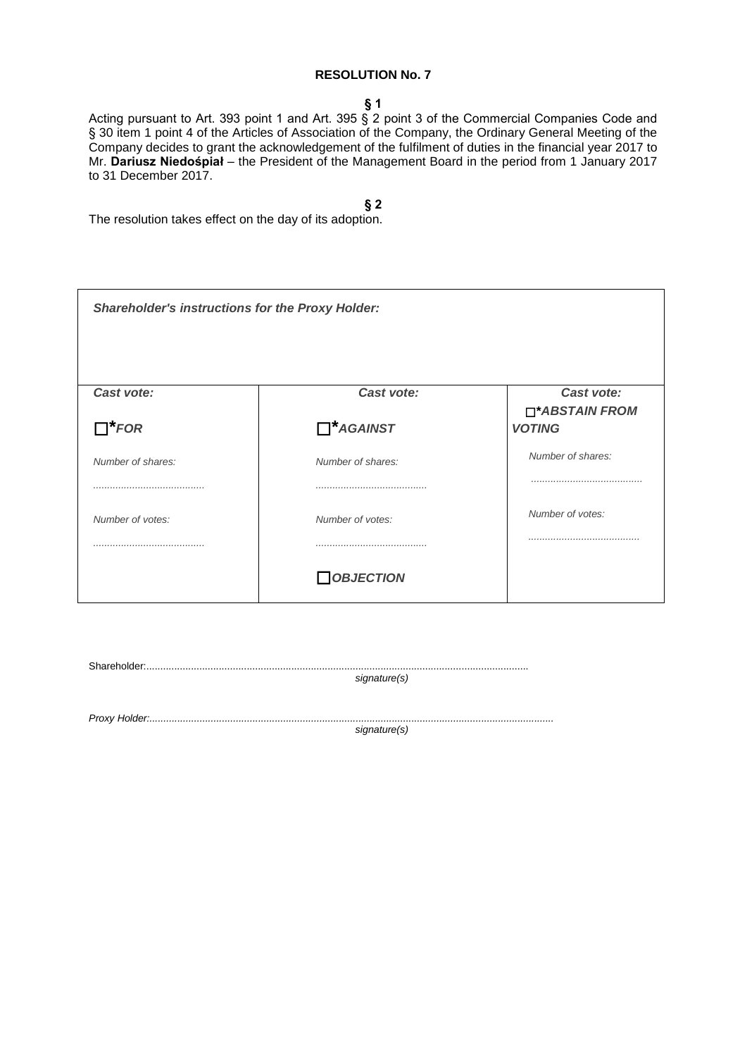**RESOLUTION No. 7**

**§ 1**

Acting pursuant to Art. 393 point 1 and Art. 395 § 2 point 3 of the Commercial Companies Code and § 30 item 1 point 4 of the Articles of Association of the Company, the Ordinary General Meeting of the Company decides to grant the acknowledgement of the fulfilment of duties in the financial year 2017 to Mr. **Dariusz Niedośpiał** – the President of the Management Board in the period from 1 January 2017 to 31 December 2017.

**§ 2**

The resolution takes effect on the day of its adoption.

| ***Shareholder's instructions for the Proxy Holder:*** | | |
|---|---|---|
| ***Cast vote:*** ☐****FOR*** | ***Cast vote:*** ☐****AGAINST*** | ***Cast vote:*** ☐****ABSTAIN FROM VOTING*** |
| *Number of shares:* ........................................ | *Number of shares:* ........................................ | *Number of shares:* ........................................ |
| *Number of votes:* ........................................ | *Number of votes:* ........................................ | *Number of votes:* ........................................ |
| | ☐***OBJECTION*** | |

Shareholder:..........................................................................................................................................
*signature(s)*

*Proxy Holder:*..........................................................................................................................................
*signature(s)*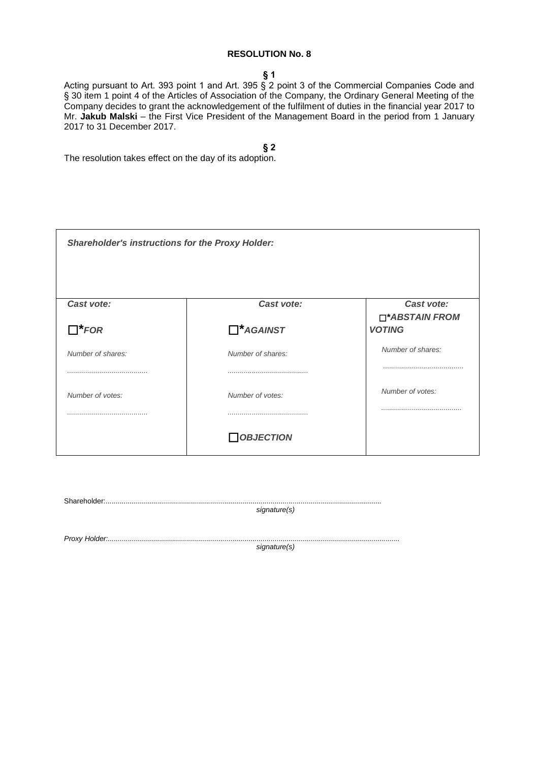**RESOLUTION No. 8**

**§ 1**

Acting pursuant to Art. 393 point 1 and Art. 395 § 2 point 3 of the Commercial Companies Code and § 30 item 1 point 4 of the Articles of Association of the Company, the Ordinary General Meeting of the Company decides to grant the acknowledgement of the fulfilment of duties in the financial year 2017 to Mr. **Jakub Malski** – the First Vice President of the Management Board in the period from 1 January 2017 to 31 December 2017.

**§ 2**

The resolution takes effect on the day of its adoption.

| ***Shareholder's instructions for the Proxy Holder:*** | | |
|---|---|---|
| ***Cast vote:*** | ***Cast vote:*** | ***Cast vote:*** |
| ☐***FOR*** | ☐***AGAINST*** | ☐***ABSTAIN FROM VOTING*** |
| *Number of shares:* | *Number of shares:* | *Number of shares:* |
| ........................................ | ........................................ | ........................................ |
| *Number of votes:* | *Number of votes:* | *Number of votes:* |
| ........................................ | ........................................ | ........................................ |
| | ☐***OBJECTION*** | |

Shareholder:...........................................................................................................................................
*signature(s)*

*Proxy Holder:...............................................................................................................................................*
*signature(s)*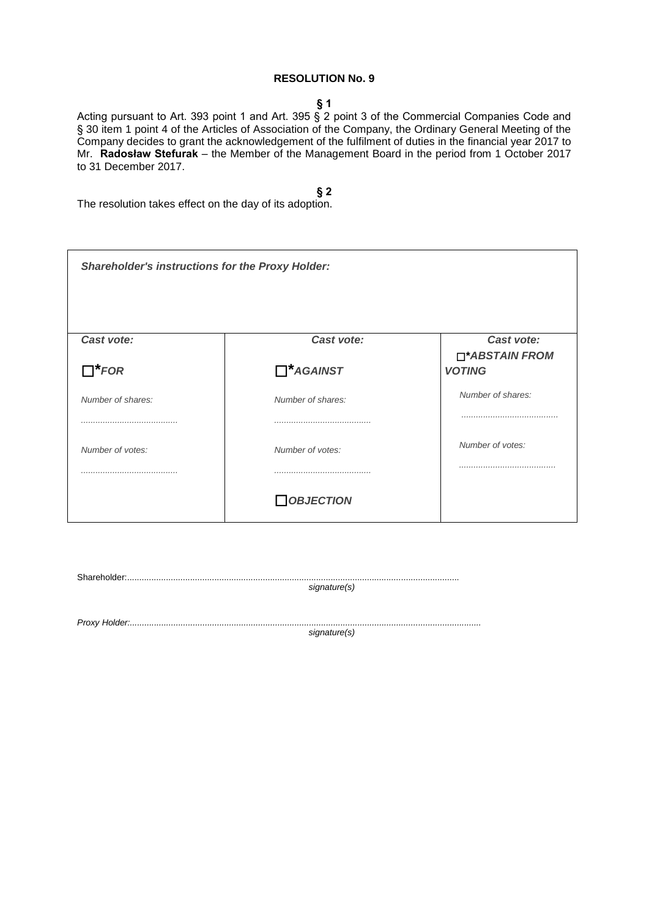**RESOLUTION No. 9**

**§ 1**

Acting pursuant to Art. 393 point 1 and Art. 395 § 2 point 3 of the Commercial Companies Code and § 30 item 1 point 4 of the Articles of Association of the Company, the Ordinary General Meeting of the Company decides to grant the acknowledgement of the fulfilment of duties in the financial year 2017 to Mr. **Radosław Stefurak** – the Member of the Management Board in the period from 1 October 2017 to 31 December 2017.

**§ 2**

The resolution takes effect on the day of its adoption.

| ***Shareholder's instructions for the Proxy Holder:*** | | |
|---|---|---|
| ***Cast vote:*** | ***Cast vote:*** | ***Cast vote:*** |
| ☐****FOR*** | ☐****AGAINST*** | ☐****ABSTAIN FROM VOTING*** |
| *Number of shares:* ........................................ | *Number of shares:* ........................................ | *Number of shares:* ........................................ |
| *Number of votes:* ........................................ | *Number of votes:* ........................................ | *Number of votes:* ........................................ |
| | ☐***OBJECTION*** | |

Shareholder:..........................................................................................................................................
*signature(s)*

*Proxy Holder:..................................................................................................................................................*
*signature(s)*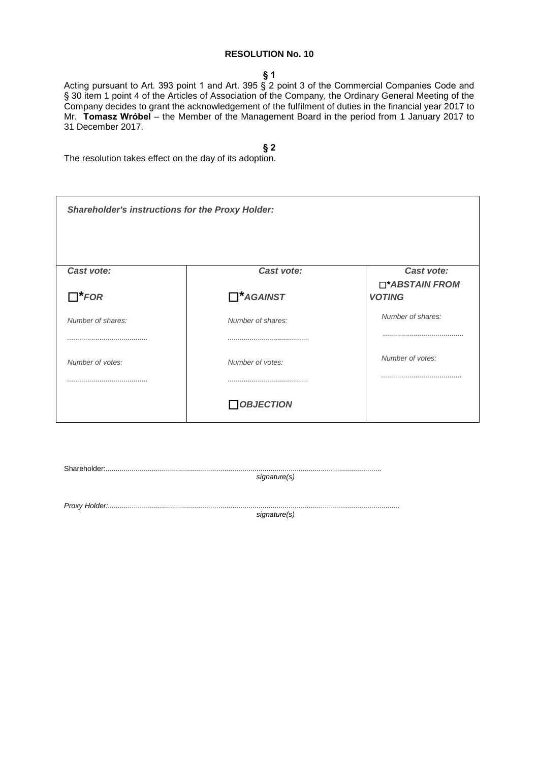**RESOLUTION No. 10**

**§ 1**

Acting pursuant to Art. 393 point 1 and Art. 395 § 2 point 3 of the Commercial Companies Code and § 30 item 1 point 4 of the Articles of Association of the Company, the Ordinary General Meeting of the Company decides to grant the acknowledgement of the fulfilment of duties in the financial year 2017 to Mr. **Tomasz Wróbel** – the Member of the Management Board in the period from 1 January 2017 to 31 December 2017.

**§ 2**

The resolution takes effect on the day of its adoption.

| ***Shareholder's instructions for the Proxy Holder:*** | | |
|---|---|---|
| ***Cast vote:*** | ***Cast vote:*** | ***Cast vote:*** |
| ☐****FOR*** | ☐****AGAINST*** | ☐****ABSTAIN FROM VOTING*** |
| *Number of shares:* | *Number of shares:* | *Number of shares:* |
| ........................................ | ........................................ | ........................................ |
| *Number of votes:* | *Number of votes:* | *Number of votes:* |
| ........................................ | ........................................ | ........................................ |
| | ☐***OBJECTION*** | |

Shareholder:........................................................................................................................................
*signature(s)*

*Proxy Holder:................................................................................................................................................*
*signature(s)*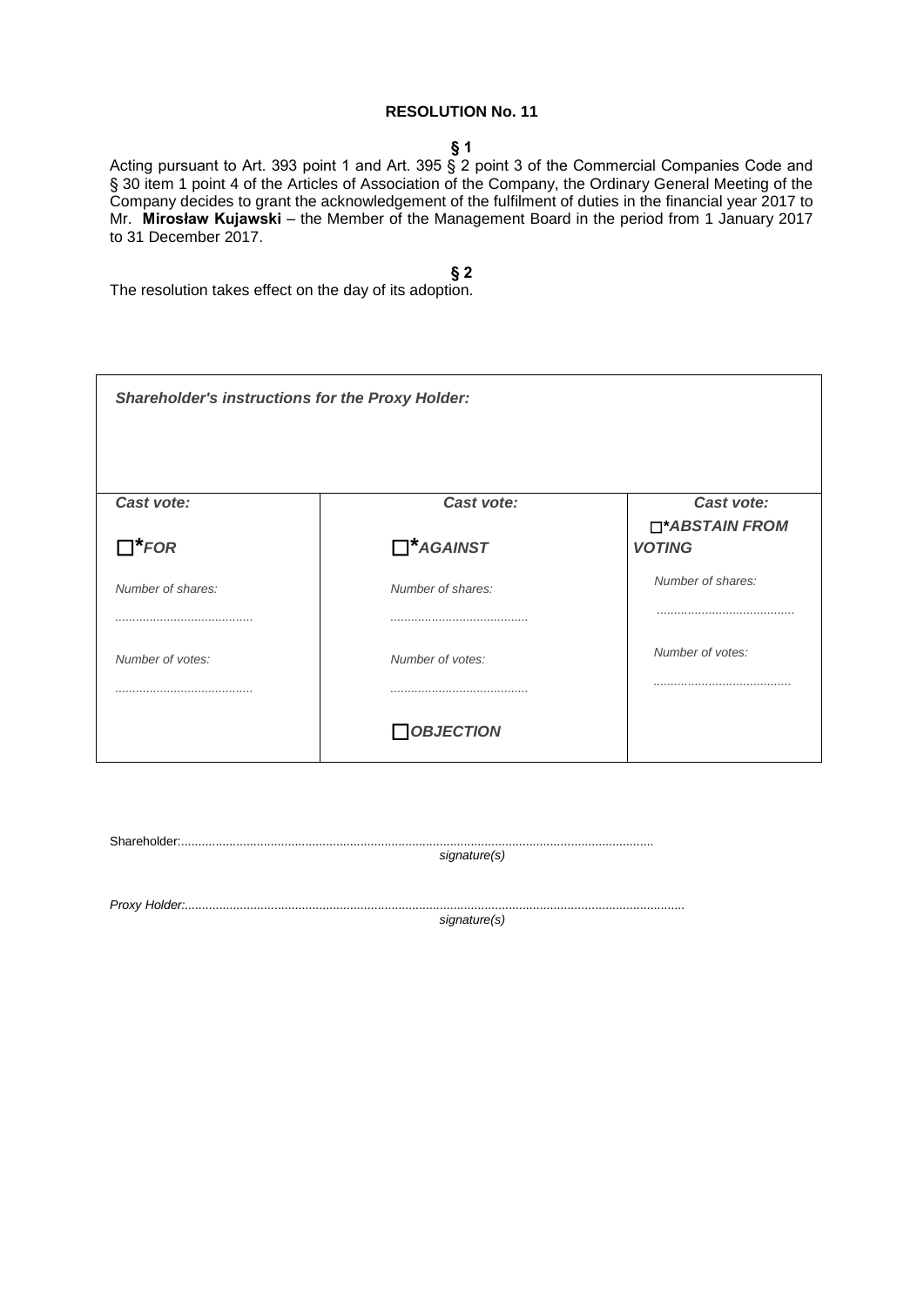**RESOLUTION No. 11**

**§ 1**

Acting pursuant to Art. 393 point 1 and Art. 395 § 2 point 3 of the Commercial Companies Code and § 30 item 1 point 4 of the Articles of Association of the Company, the Ordinary General Meeting of the Company decides to grant the acknowledgement of the fulfilment of duties in the financial year 2017 to Mr. **Mirosław Kujawski** – the Member of the Management Board in the period from 1 January 2017 to 31 December 2017.

**§ 2**

The resolution takes effect on the day of its adoption.

| ***Shareholder's instructions for the Proxy Holder:*** | | |
|---|---|---|
| ***Cast vote:***<br><br>☐***\*FOR***<br><br>*Number of shares:*<br>*........................................*<br><br>*Number of votes:*<br>*........................................* | ***Cast vote:***<br><br>☐***\*AGAINST***<br><br>*Number of shares:*<br>*........................................*<br><br>*Number of votes:*<br>*........................................*<br><br>☐***OBJECTION*** | ***Cast vote:***<br><br>☐***\*ABSTAIN FROM VOTING***<br><br>*Number of shares:*<br>*........................................*<br><br>*Number of votes:*<br>*........................................* |

Shareholder:.........................................................................................................................................
*signature(s)*

*Proxy Holder:..................................................................................................................................................*
*signature(s)*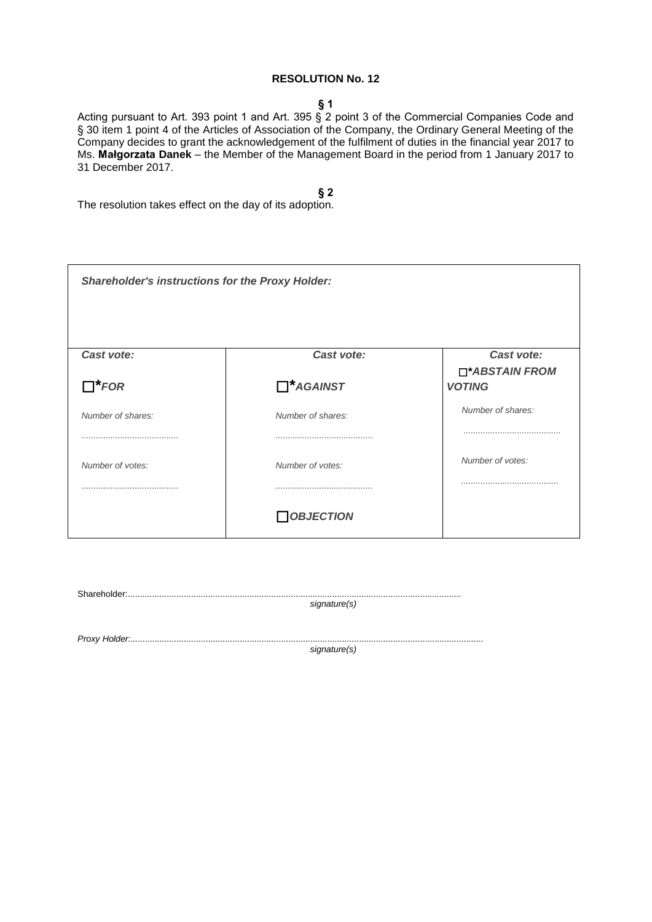**RESOLUTION No. 12**

**§ 1**

Acting pursuant to Art. 393 point 1 and Art. 395 § 2 point 3 of the Commercial Companies Code and § 30 item 1 point 4 of the Articles of Association of the Company, the Ordinary General Meeting of the Company decides to grant the acknowledgement of the fulfilment of duties in the financial year 2017 to Ms. **Małgorzata Danek** – the Member of the Management Board in the period from 1 January 2017 to 31 December 2017.

**§ 2**

The resolution takes effect on the day of its adoption.

| ***Shareholder's instructions for the Proxy Holder:*** | | |
|---|---|---|
| ***Cast vote:*** ☐****FOR*** | ***Cast vote:*** ☐****AGAINST*** | ***Cast vote:*** ☐****ABSTAIN FROM VOTING*** |
| *Number of shares:* ....................................... | *Number of shares:* ....................................... | *Number of shares:* ....................................... |
| *Number of votes:* ....................................... | *Number of votes:* ....................................... | *Number of votes:* ....................................... |
| | ☐***OBJECTION*** | |

Shareholder:.........................................................................................................................................
*signature(s)*

*Proxy Holder:.................................................................................................................................................*
*signature(s)*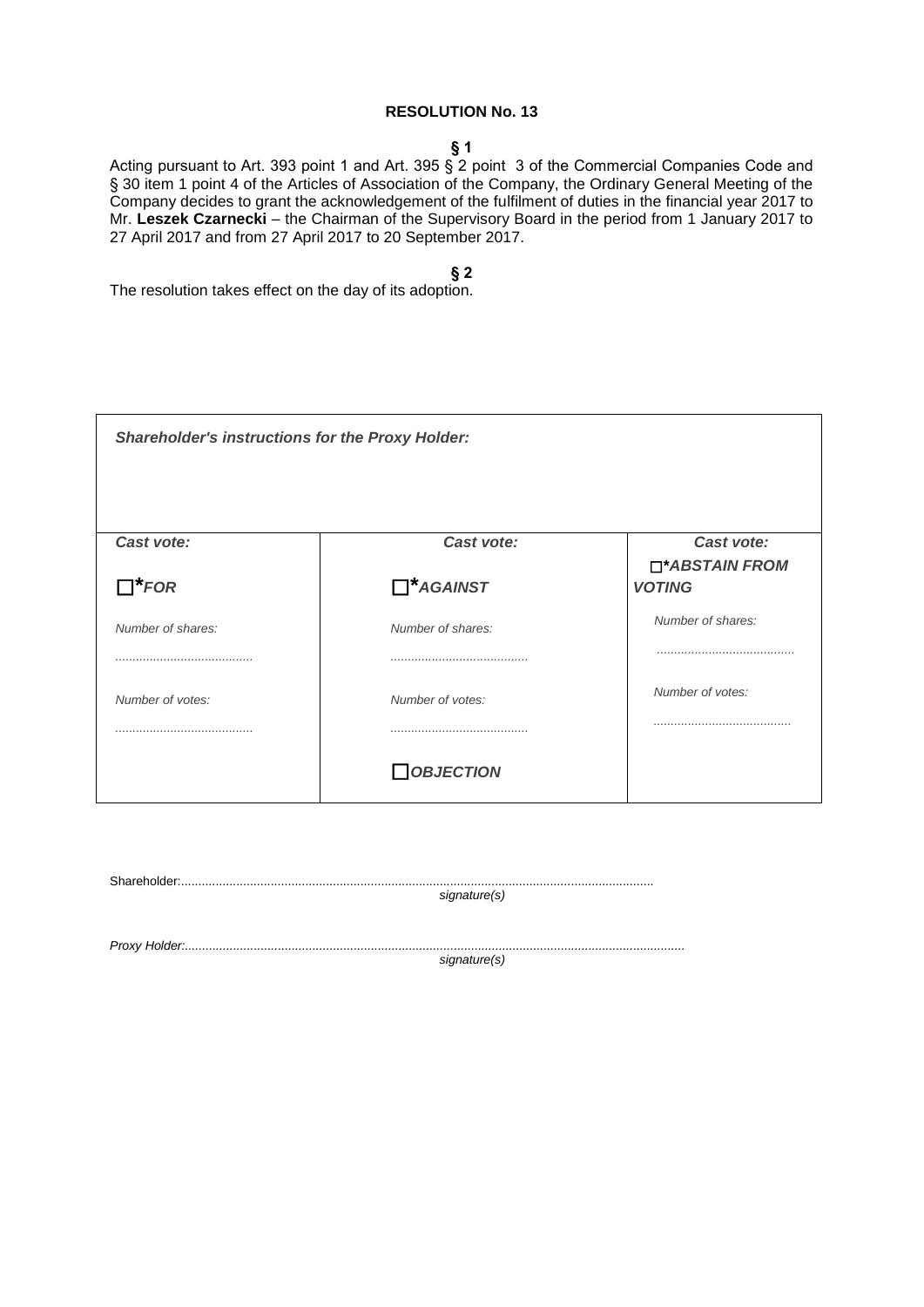**RESOLUTION No. 13**

**§ 1**

Acting pursuant to Art. 393 point 1 and Art. 395 § 2 point 3 of the Commercial Companies Code and § 30 item 1 point 4 of the Articles of Association of the Company, the Ordinary General Meeting of the Company decides to grant the acknowledgement of the fulfilment of duties in the financial year 2017 to Mr. **Leszek Czarnecki** – the Chairman of the Supervisory Board in the period from 1 January 2017 to 27 April 2017 and from 27 April 2017 to 20 September 2017.

**§ 2**

The resolution takes effect on the day of its adoption.

| ***Shareholder's instructions for the Proxy Holder:*** | | |
|---|---|---|
| ***Cast vote:***<br><br>☐***FOR***<br><br>*Number of shares:*<br>........................................<br><br>*Number of votes:*<br>........................................ | ***Cast vote:***<br><br>☐***AGAINST***<br><br>*Number of shares:*<br>........................................<br><br>*Number of votes:*<br>........................................<br><br>☐***OBJECTION*** | ***Cast vote:***<br>☐****ABSTAIN FROM VOTING***<br><br>*Number of shares:*<br>........................................<br><br>*Number of votes:*<br>........................................ |

Shareholder:.........................................................................................................................................
*signature(s)*

*Proxy Holder:.........................................................................................................................................*
*signature(s)*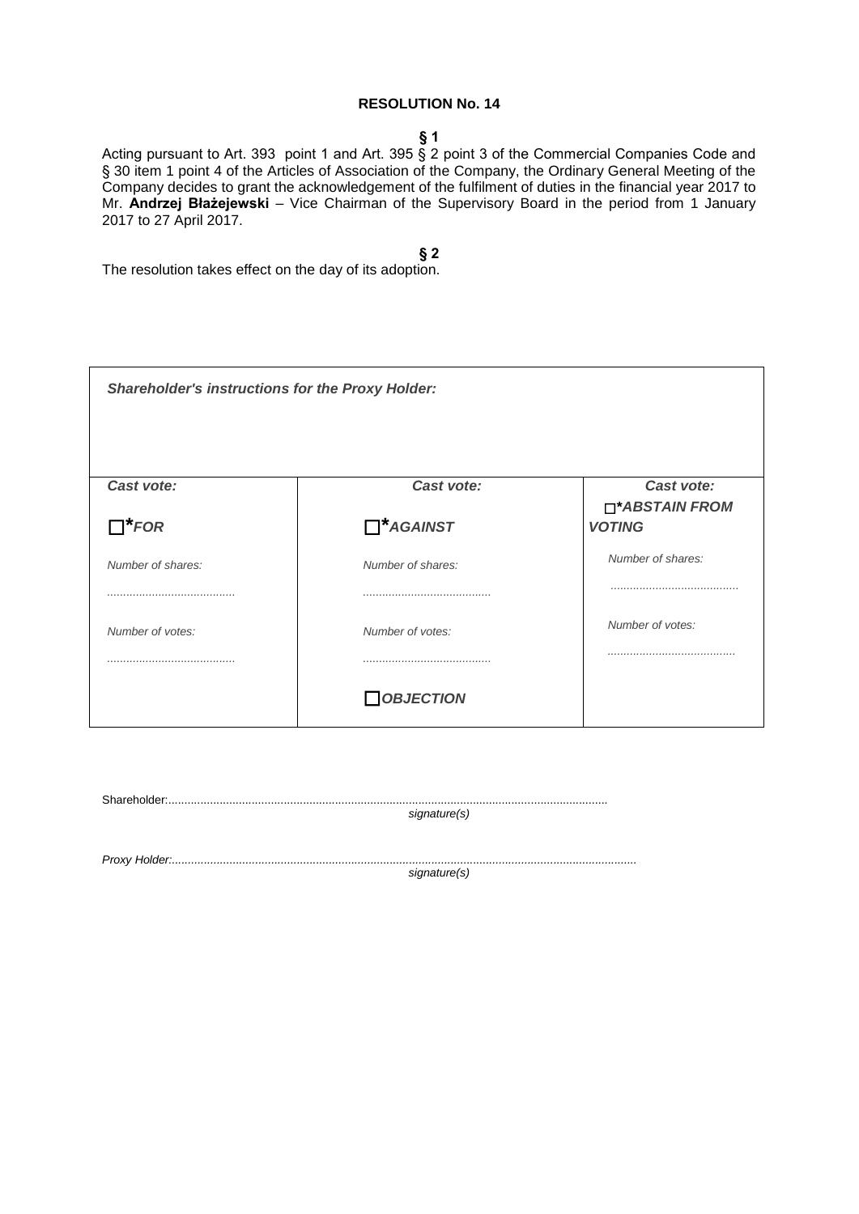# RESOLUTION No. 14

**§ 1**

Acting pursuant to Art. 393 point 1 and Art. 395 § 2 point 3 of the Commercial Companies Code and § 30 item 1 point 4 of the Articles of Association of the Company, the Ordinary General Meeting of the Company decides to grant the acknowledgement of the fulfilment of duties in the financial year 2017 to Mr. **Andrzej Błażejewski** – Vice Chairman of the Supervisory Board in the period from 1 January 2017 to 27 April 2017.

**§ 2**

The resolution takes effect on the day of its adoption.

| ***Shareholder's instructions for the Proxy Holder:*** | | |
|---|---|---|
| ***Cast vote:*** | ***Cast vote:*** | ***Cast vote:*** |
| ☐****FOR*** | ☐****AGAINST*** | ☐****ABSTAIN FROM VOTING*** |
| *Number of shares:* | *Number of shares:* | *Number of shares:* |
| ........................................ | ........................................ | ........................................ |
| *Number of votes:* | *Number of votes:* | *Number of votes:* |
| ........................................ | ........................................ | ........................................ |
| | ☐***OBJECTION*** | |

Shareholder:..........................................................................................................................................

*signature(s)*

*Proxy Holder:................................................................................................................................................*

*signature(s)*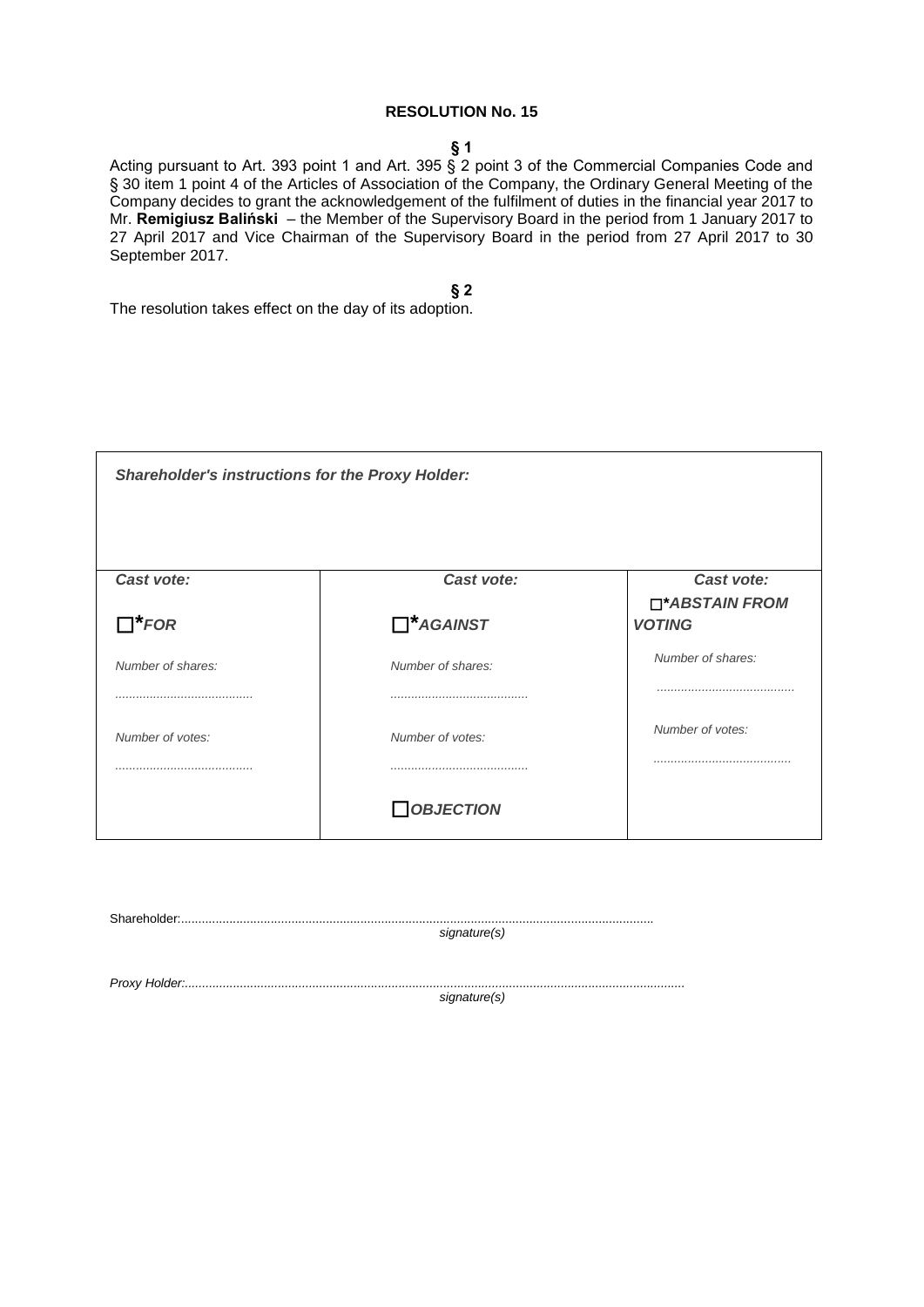**RESOLUTION No. 15**

**§ 1**

Acting pursuant to Art. 393 point 1 and Art. 395 § 2 point 3 of the Commercial Companies Code and § 30 item 1 point 4 of the Articles of Association of the Company, the Ordinary General Meeting of the Company decides to grant the acknowledgement of the fulfilment of duties in the financial year 2017 to Mr. **Remigiusz Baliński** – the Member of the Supervisory Board in the period from 1 January 2017 to 27 April 2017 and Vice Chairman of the Supervisory Board in the period from 27 April 2017 to 30 September 2017.

**§ 2**

The resolution takes effect on the day of its adoption.

| ***Shareholder's instructions for the Proxy Holder:*** | | |
|---|---|---|
| ***Cast vote:*** ☐ ***\*FOR*** | ***Cast vote:*** ☐ ***\*AGAINST*** | ***Cast vote:*** ☐ ***\*ABSTAIN FROM VOTING*** |
| *Number of shares:* ........................................ | *Number of shares:* ........................................ | *Number of shares:* ........................................ |
| *Number of votes:* ........................................ | *Number of votes:* ........................................ | *Number of votes:* ........................................ |
| | ☐ ***OBJECTION*** | |

Shareholder:.........................................................................................................................................
*signature(s)*

*Proxy Holder:.......................................................................................................................................*
*signature(s)*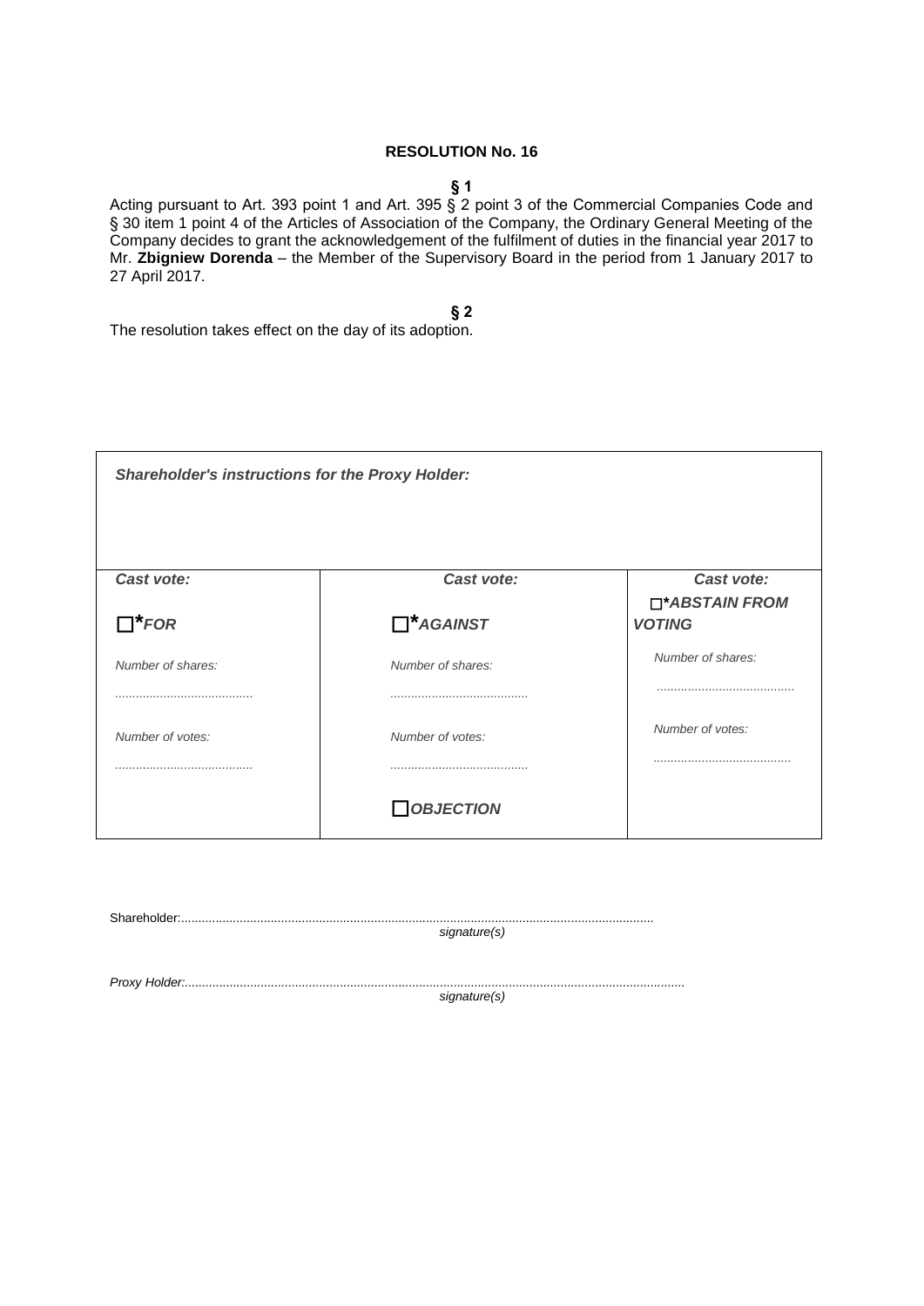**RESOLUTION No. 16**

**§ 1**

Acting pursuant to Art. 393 point 1 and Art. 395 § 2 point 3 of the Commercial Companies Code and § 30 item 1 point 4 of the Articles of Association of the Company, the Ordinary General Meeting of the Company decides to grant the acknowledgement of the fulfilment of duties in the financial year 2017 to Mr. **Zbigniew Dorenda** – the Member of the Supervisory Board in the period from 1 January 2017 to 27 April 2017.

**§ 2**

The resolution takes effect on the day of its adoption.

| ***Shareholder's instructions for the Proxy Holder:*** | | |
|---|---|---|
| ***Cast vote:***<br><br>☐****FOR***<br><br>*Number of shares:*<br>.......................................<br><br>*Number of votes:*<br>....................................... | ***Cast vote:***<br><br>☐****AGAINST***<br><br>*Number of shares:*<br>.......................................<br><br>*Number of votes:*<br>.......................................<br><br>☐***OBJECTION*** | ***Cast vote:***<br>☐****ABSTAIN FROM VOTING***<br><br>*Number of shares:*<br>.......................................<br><br>*Number of votes:*<br>....................................... |

Shareholder:.........................................................................................................................................
*signature(s)*

*Proxy Holder:.................................................................................................................................................*
*signature(s)*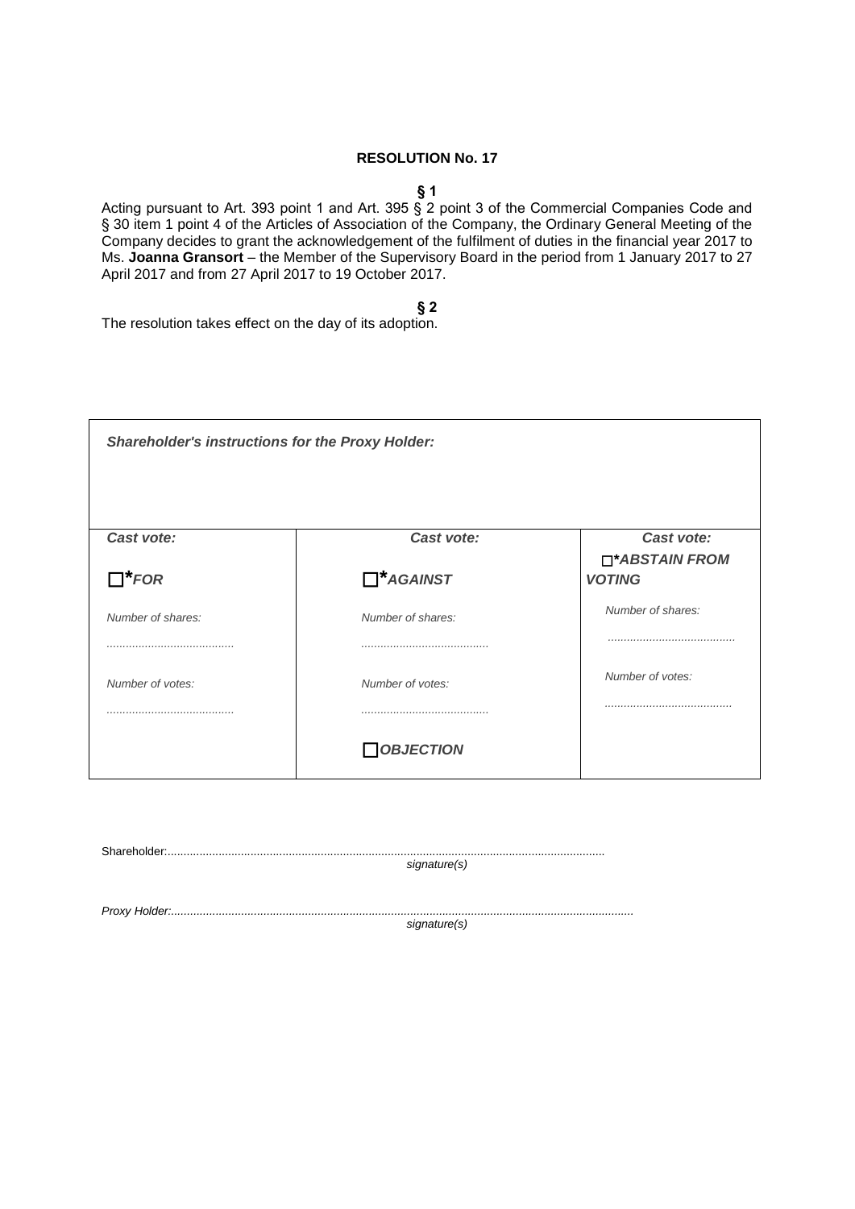**RESOLUTION No. 17**

**§ 1**

Acting pursuant to Art. 393 point 1 and Art. 395 § 2 point 3 of the Commercial Companies Code and § 30 item 1 point 4 of the Articles of Association of the Company, the Ordinary General Meeting of the Company decides to grant the acknowledgement of the fulfilment of duties in the financial year 2017 to Ms. **Joanna Gransort** – the Member of the Supervisory Board in the period from 1 January 2017 to 27 April 2017 and from 27 April 2017 to 19 October 2017.

**§ 2**

The resolution takes effect on the day of its adoption.

| ***Shareholder's instructions for the Proxy Holder:*** | | |
|---|---|---|
| ***Cast vote:*** | ***Cast vote:*** | ***Cast vote:*** |
| ☐ ***\*FOR*** | ☐ ***\*AGAINST*** | ☐ ***\*ABSTAIN FROM VOTING*** |
| *Number of shares:* | *Number of shares:* | *Number of shares:* |
| ....................................... | ....................................... | ....................................... |
| *Number of votes:* | *Number of votes:* | *Number of votes:* |
| ....................................... | ....................................... | ....................................... |
| | ☐ ***OBJECTION*** | |

Shareholder:........................................................................................................................................
*signature(s)*

*Proxy Holder:.............................................................................................................................................*
*signature(s)*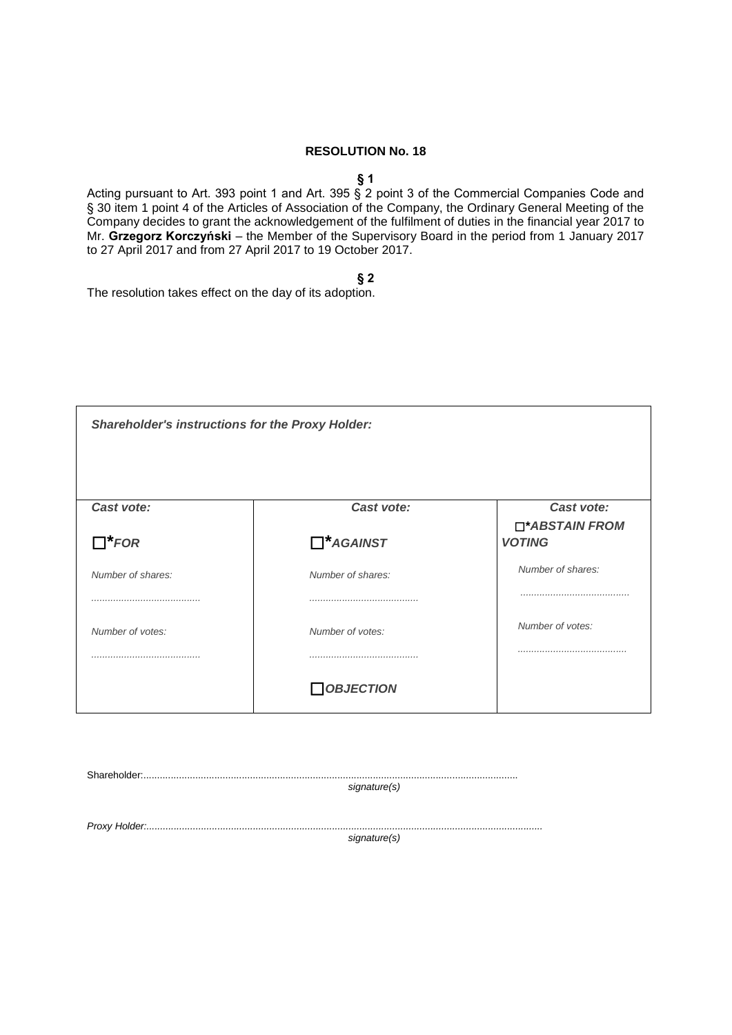**RESOLUTION No. 18**

**§ 1**

Acting pursuant to Art. 393 point 1 and Art. 395 § 2 point 3 of the Commercial Companies Code and § 30 item 1 point 4 of the Articles of Association of the Company, the Ordinary General Meeting of the Company decides to grant the acknowledgement of the fulfilment of duties in the financial year 2017 to Mr. **Grzegorz Korczyński** – the Member of the Supervisory Board in the period from 1 January 2017 to 27 April 2017 and from 27 April 2017 to 19 October 2017.

**§ 2**

The resolution takes effect on the day of its adoption.

| ***Shareholder's instructions for the Proxy Holder:*** | | |
|---|---|---|
| ***Cast vote:*** | ***Cast vote:*** | ***Cast vote:*** |
| ☐ ***\*FOR*** | ☐ ***\*AGAINST*** | ☐ ***\*ABSTAIN FROM VOTING*** |
| *Number of shares:* ....................................... | *Number of shares:* ....................................... | *Number of shares:* ....................................... |
| *Number of votes:* ....................................... | *Number of votes:* ....................................... | *Number of votes:* ....................................... |
| | ☐ ***OBJECTION*** | |

Shareholder:..........................................................................................................................................
*signature(s)*

*Proxy Holder:*..................................................................................................................................................
*signature(s)*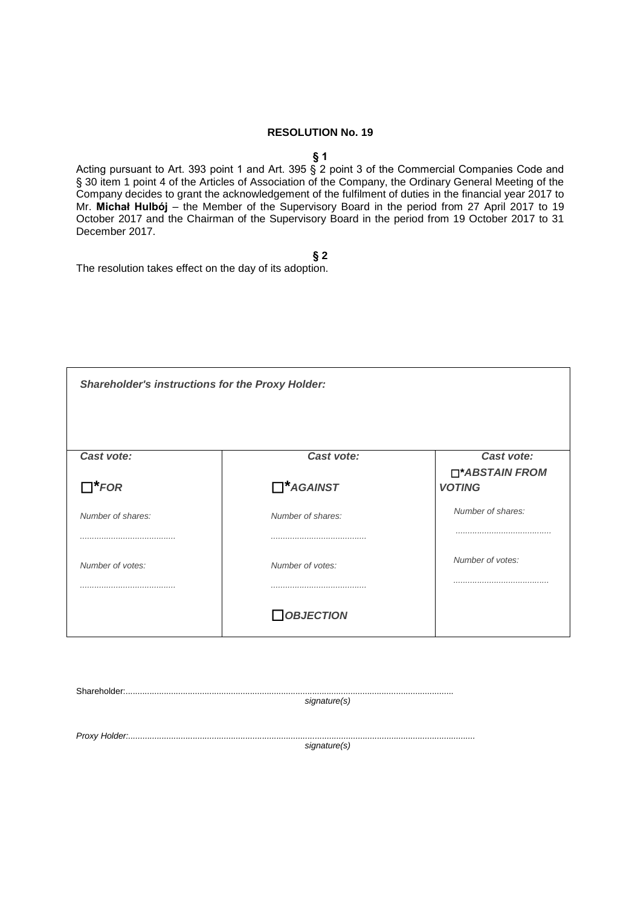**RESOLUTION No. 19**

**§ 1**

Acting pursuant to Art. 393 point 1 and Art. 395 § 2 point 3 of the Commercial Companies Code and § 30 item 1 point 4 of the Articles of Association of the Company, the Ordinary General Meeting of the Company decides to grant the acknowledgement of the fulfilment of duties in the financial year 2017 to Mr. **Michał Hulbój** – the Member of the Supervisory Board in the period from 27 April 2017 to 19 October 2017 and the Chairman of the Supervisory Board in the period from 19 October 2017 to 31 December 2017.

**§ 2**

The resolution takes effect on the day of its adoption.

| ***Shareholder's instructions for the Proxy Holder:*** | | |
|---|---|---|
| ***Cast vote:*** | ***Cast vote:*** | ***Cast vote:*** |
| ☐***FOR*** | ☐***AGAINST*** | ☐****ABSTAIN FROM VOTING*** |
| *Number of shares:* ........................................ | *Number of shares:* ........................................ | *Number of shares:* ........................................ |
| *Number of votes:* ........................................ | *Number of votes:* ........................................ | *Number of votes:* ........................................ |
| | ☐***OBJECTION*** | |

Shareholder:........................................................................................................................................
*signature(s)*

*Proxy Holder:*..............................................................................................................................................
*signature(s)*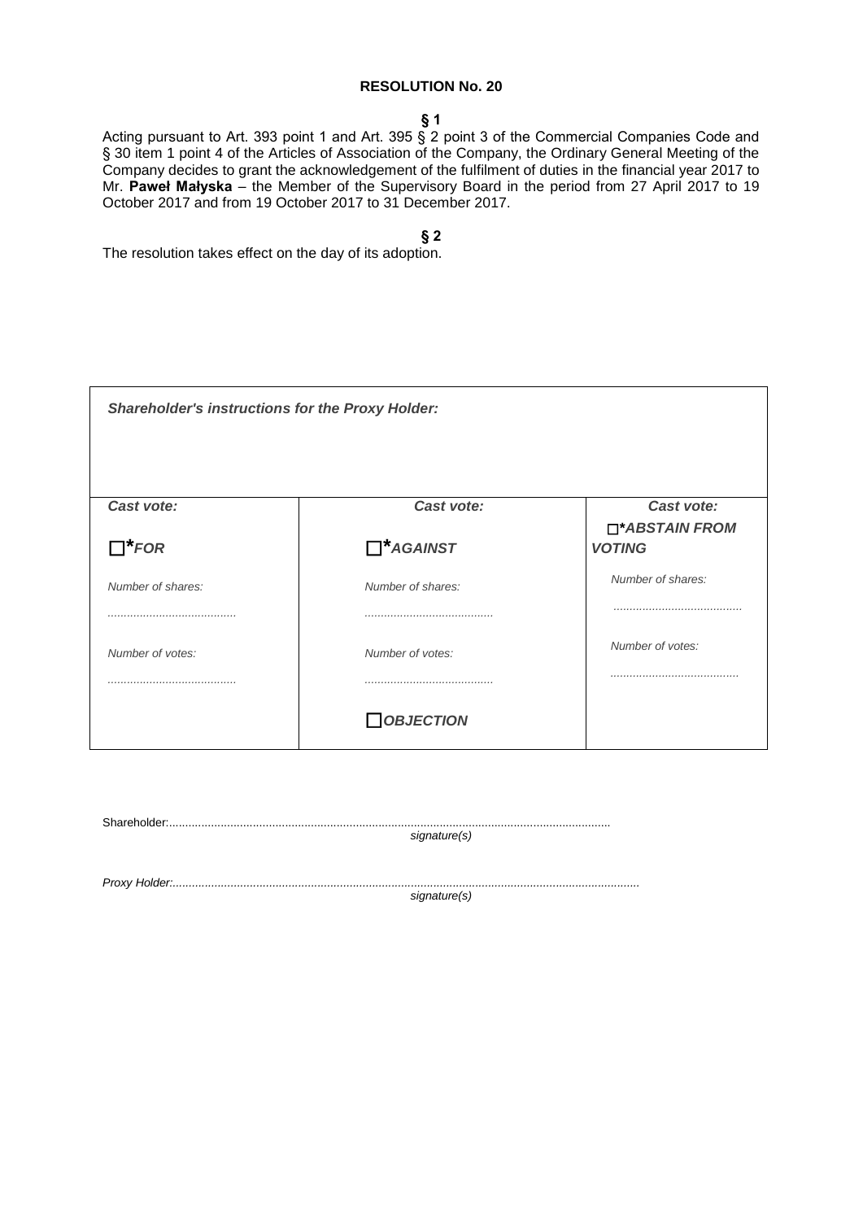**RESOLUTION No. 20**

**§ 1**

Acting pursuant to Art. 393 point 1 and Art. 395 § 2 point 3 of the Commercial Companies Code and § 30 item 1 point 4 of the Articles of Association of the Company, the Ordinary General Meeting of the Company decides to grant the acknowledgement of the fulfilment of duties in the financial year 2017 to Mr. **Paweł Małyska** – the Member of the Supervisory Board in the period from 27 April 2017 to 19 October 2017 and from 19 October 2017 to 31 December 2017.

**§ 2**

The resolution takes effect on the day of its adoption.

| ***Shareholder's instructions for the Proxy Holder:*** | | |
|---|---|---|
| ***Cast vote:*** | ***Cast vote:*** | ***Cast vote:*** |
| ☐ ***FOR** | ☐ ***AGAINST** | ☐ ***ABSTAIN FROM VOTING** |
| *Number of shares:* ........................................ | *Number of shares:* ........................................ | *Number of shares:* ........................................ |
| *Number of votes:* ........................................ | *Number of votes:* ........................................ | *Number of votes:* ........................................ |
| | ☐ ***OBJECTION*** | |

Shareholder:..........................................................................................................................................
*signature(s)*

*Proxy Holder:*.......................................................................................................................................
*signature(s)*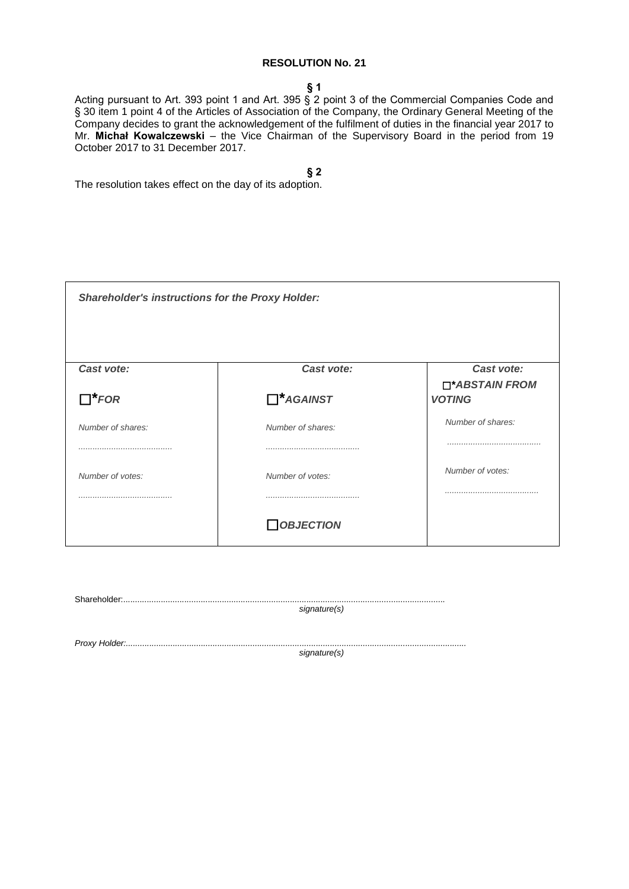**RESOLUTION No. 21**

**§ 1**

Acting pursuant to Art. 393 point 1 and Art. 395 § 2 point 3 of the Commercial Companies Code and § 30 item 1 point 4 of the Articles of Association of the Company, the Ordinary General Meeting of the Company decides to grant the acknowledgement of the fulfilment of duties in the financial year 2017 to Mr. **Michał Kowalczewski** – the Vice Chairman of the Supervisory Board in the period from 19 October 2017 to 31 December 2017.

**§ 2**

The resolution takes effect on the day of its adoption.

| ***Shareholder's instructions for the Proxy Holder:*** | | |
|---|---|---|
| ***Cast vote:*** | ***Cast vote:*** | ***Cast vote:*** |
| ☐****FOR*** | ☐****AGAINST*** | ☐****ABSTAIN FROM VOTING*** |
| *Number of shares:* | *Number of shares:* | *Number of shares:* |
| ........................................ | ........................................ | ........................................ |
| *Number of votes:* | *Number of votes:* | *Number of votes:* |
| ........................................ | ........................................ | ........................................ |
| | ☐***OBJECTION*** | |

Shareholder:..........................................................................................................................................
*signature(s)*

*Proxy Holder:.........................................................................................................................................*
*signature(s)*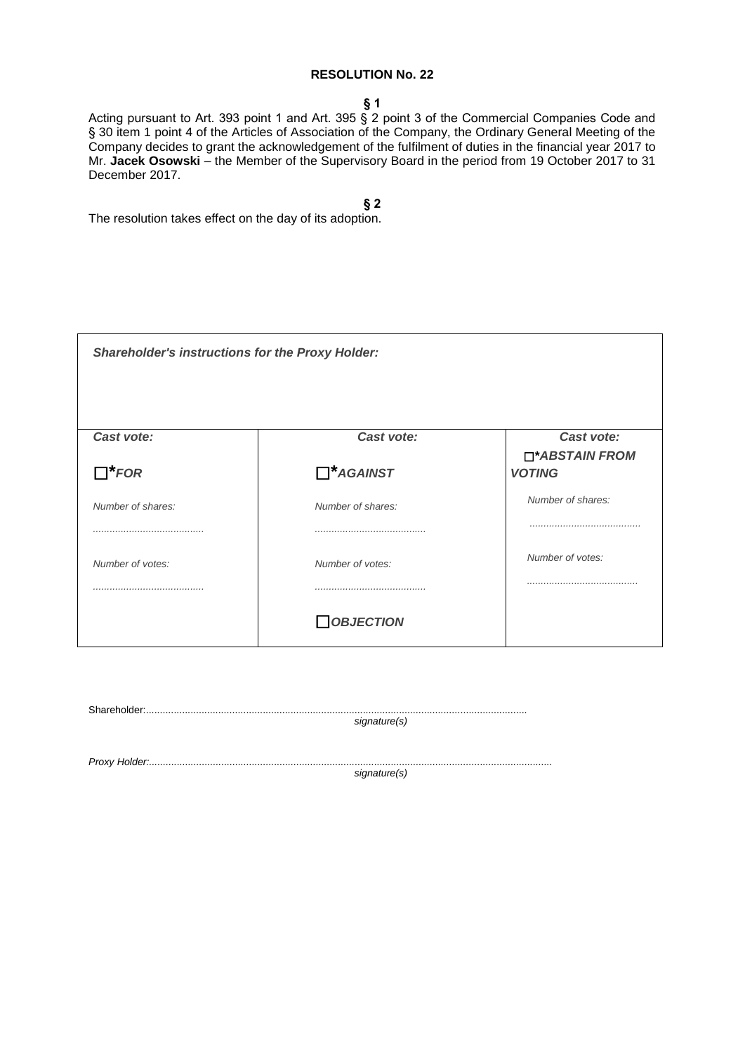**RESOLUTION No. 22**

**§ 1**

Acting pursuant to Art. 393 point 1 and Art. 395 § 2 point 3 of the Commercial Companies Code and § 30 item 1 point 4 of the Articles of Association of the Company, the Ordinary General Meeting of the Company decides to grant the acknowledgement of the fulfilment of duties in the financial year 2017 to Mr. **Jacek Osowski** – the Member of the Supervisory Board in the period from 19 October 2017 to 31 December 2017.

**§ 2**

The resolution takes effect on the day of its adoption.

| ***Shareholder's instructions for the Proxy Holder:*** | | |
|---|---|---|
| ***Cast vote:***<br><br>☐***FOR***<br><br>*Number of shares:*<br><br>........................................<br><br>*Number of votes:*<br><br>........................................ | ***Cast vote:***<br><br>☐***AGAINST***<br><br>*Number of shares:*<br><br>........................................<br><br>*Number of votes:*<br><br>........................................<br><br>☐***OBJECTION*** | ***Cast vote:***<br><br>☐****ABSTAIN FROM VOTING***<br><br>*Number of shares:*<br><br>........................................<br><br>*Number of votes:*<br><br>........................................ |

Shareholder:..........................................................................................................................................
*signature(s)*

*Proxy Holder:*.......................................................................................................................................
*signature(s)*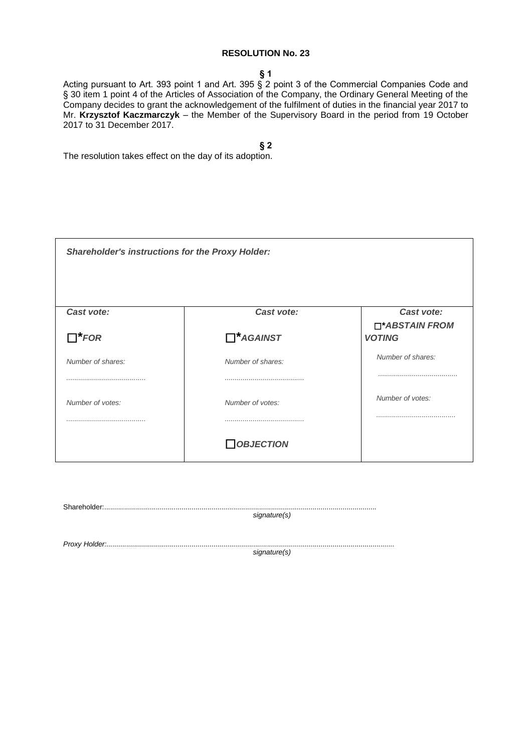**RESOLUTION No. 23**

**§ 1**

Acting pursuant to Art. 393 point 1 and Art. 395 § 2 point 3 of the Commercial Companies Code and § 30 item 1 point 4 of the Articles of Association of the Company, the Ordinary General Meeting of the Company decides to grant the acknowledgement of the fulfilment of duties in the financial year 2017 to Mr. **Krzysztof Kaczmarczyk** – the Member of the Supervisory Board in the period from 19 October 2017 to 31 December 2017.

**§ 2**

The resolution takes effect on the day of its adoption.

| ***Shareholder's instructions for the Proxy Holder:*** | | |
|---|---|---|
| ***Cast vote:*** | ***Cast vote:*** | ***Cast vote:*** |
| ☐****FOR*** | ☐****AGAINST*** | ☐****ABSTAIN FROM VOTING*** |
| *Number of shares:* | *Number of shares:* | *Number of shares:* |
| ........................................ | ........................................ | ........................................ |
| *Number of votes:* | *Number of votes:* | *Number of votes:* |
| ........................................ | ........................................ | ........................................ |
| | ☐***OBJECTION*** | |

Shareholder:..........................................................................................................................................
*signature(s)*

*Proxy Holder:*.......................................................................................................................................
*signature(s)*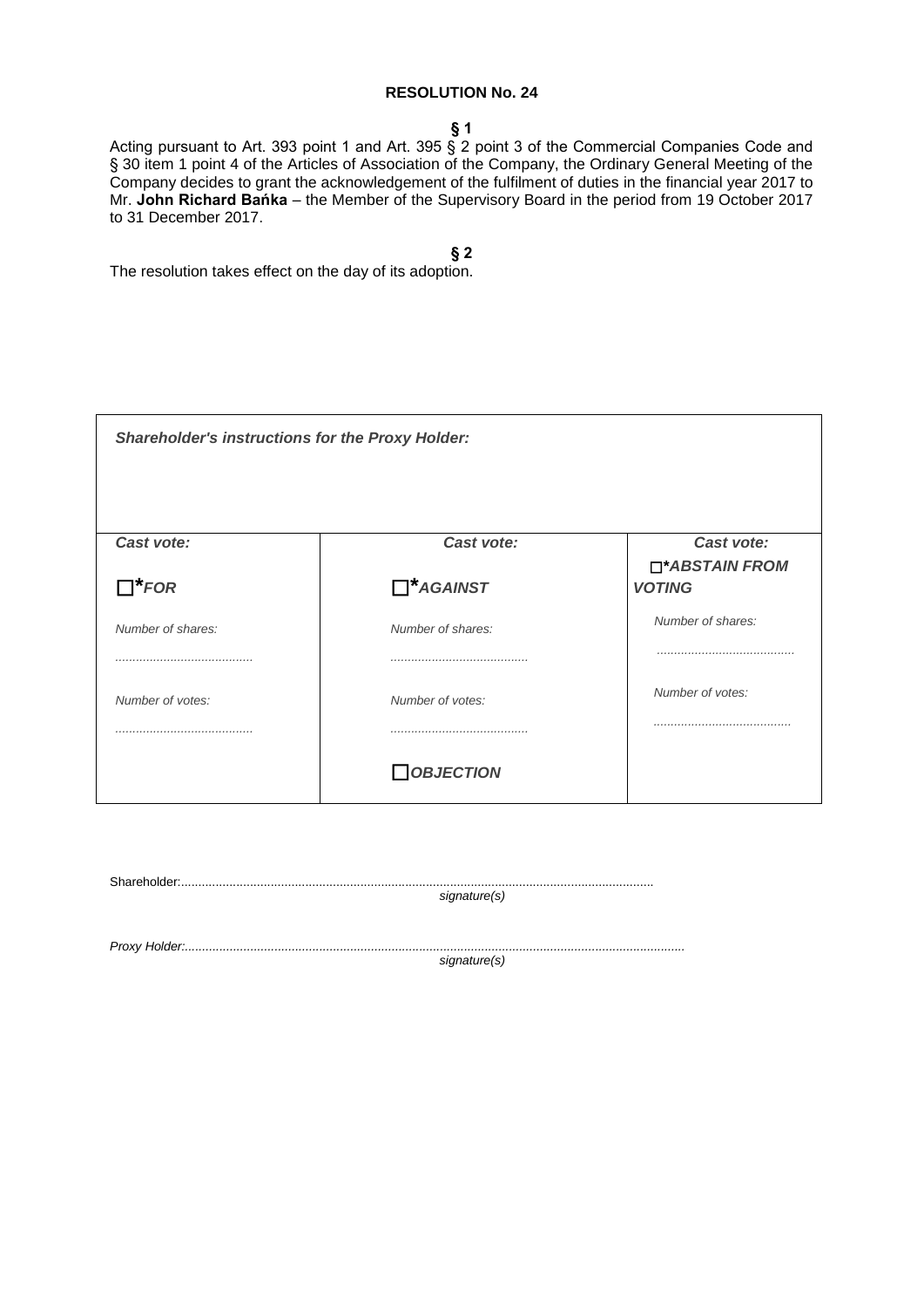**RESOLUTION No. 24**

**§ 1**

Acting pursuant to Art. 393 point 1 and Art. 395 § 2 point 3 of the Commercial Companies Code and § 30 item 1 point 4 of the Articles of Association of the Company, the Ordinary General Meeting of the Company decides to grant the acknowledgement of the fulfilment of duties in the financial year 2017 to Mr. **John Richard Bańka** – the Member of the Supervisory Board in the period from 19 October 2017 to 31 December 2017.

**§ 2**

The resolution takes effect on the day of its adoption.

| ***Shareholder's instructions for the Proxy Holder:*** | | |
|---|---|---|
| ***Cast vote:*** | ***Cast vote:*** | ***Cast vote:*** |
| ☐***FOR*** | ☐***AGAINST*** | ☐****ABSTAIN FROM VOTING*** |
| *Number of shares:* ....................................... | *Number of shares:* ....................................... | *Number of shares:* ....................................... |
| *Number of votes:* ....................................... | *Number of votes:* ....................................... | *Number of votes:* ....................................... |
| | ☐***OBJECTION*** | |

Shareholder:.........................................................................................................................................
*signature(s)*

*Proxy Holder:.................................................................................................................................................*
*signature(s)*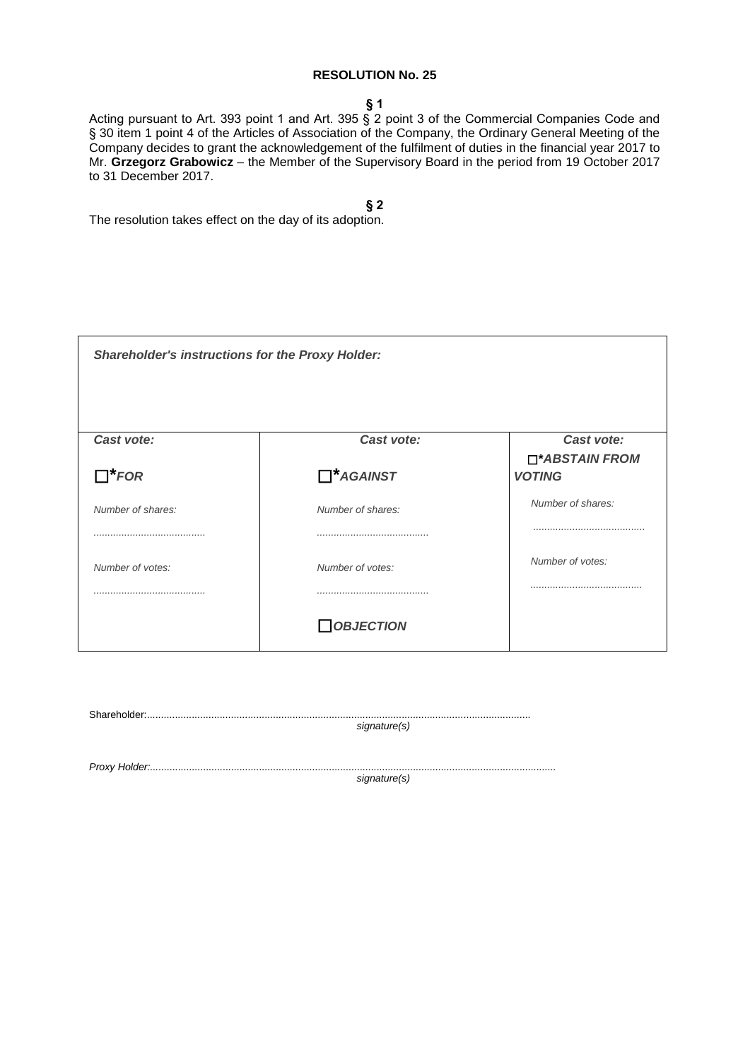**RESOLUTION No. 25**

**§ 1**

Acting pursuant to Art. 393 point 1 and Art. 395 § 2 point 3 of the Commercial Companies Code and § 30 item 1 point 4 of the Articles of Association of the Company, the Ordinary General Meeting of the Company decides to grant the acknowledgement of the fulfilment of duties in the financial year 2017 to Mr. **Grzegorz Grabowicz** – the Member of the Supervisory Board in the period from 19 October 2017 to 31 December 2017.

**§ 2**

The resolution takes effect on the day of its adoption.

| ***Shareholder's instructions for the Proxy Holder:*** | | |
|---|---|---|
| ***Cast vote:*** | ***Cast vote:*** | ***Cast vote:*** |
| ☐****FOR*** | ☐****AGAINST*** | ☐****ABSTAIN FROM VOTING*** |
| *Number of shares:* ........................................ | *Number of shares:* ........................................ | *Number of shares:* ........................................ |
| *Number of votes:* ........................................ | *Number of votes:* ........................................ | *Number of votes:* ........................................ |
| | ☐***OBJECTION*** | |

Shareholder:..........................................................................................................................................
*signature(s)*

*Proxy Holder:*..........................................................................................................................................
*signature(s)*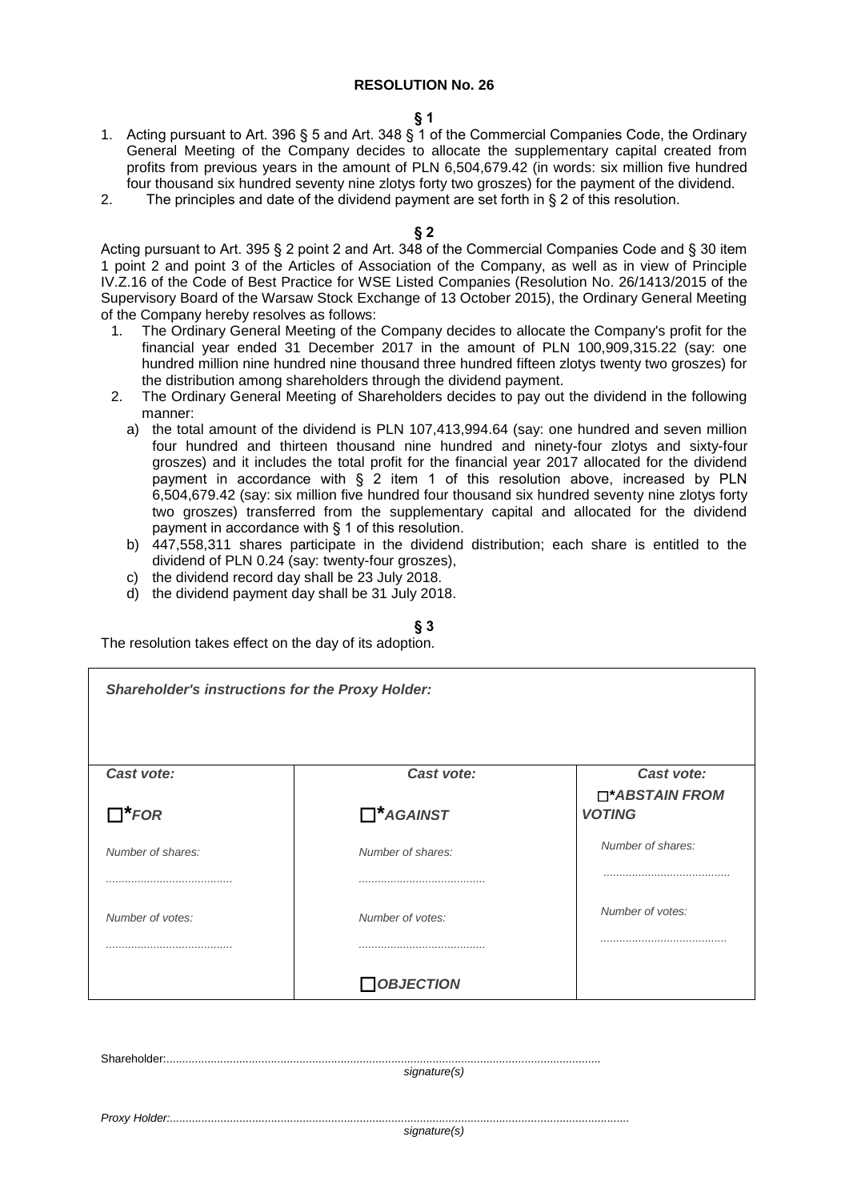**RESOLUTION No. 26**

**§ 1**

1. Acting pursuant to Art. 396 § 5 and Art. 348 § 1 of the Commercial Companies Code, the Ordinary General Meeting of the Company decides to allocate the supplementary capital created from profits from previous years in the amount of PLN 6,504,679.42 (in words: six million five hundred four thousand six hundred seventy nine zlotys forty two groszes) for the payment of the dividend.
2. The principles and date of the dividend payment are set forth in § 2 of this resolution.

**§ 2**

Acting pursuant to Art. 395 § 2 point 2 and Art. 348 of the Commercial Companies Code and § 30 item 1 point 2 and point 3 of the Articles of Association of the Company, as well as in view of Principle IV.Z.16 of the Code of Best Practice for WSE Listed Companies (Resolution No. 26/1413/2015 of the Supervisory Board of the Warsaw Stock Exchange of 13 October 2015), the Ordinary General Meeting of the Company hereby resolves as follows:

1. The Ordinary General Meeting of the Company decides to allocate the Company's profit for the financial year ended 31 December 2017 in the amount of PLN 100,909,315.22 (say: one hundred million nine hundred nine thousand three hundred fifteen zlotys twenty two groszes) for the distribution among shareholders through the dividend payment.
2. The Ordinary General Meeting of Shareholders decides to pay out the dividend in the following manner:
   a) the total amount of the dividend is PLN 107,413,994.64 (say: one hundred and seven million four hundred and thirteen thousand nine hundred and ninety-four zlotys and sixty-four groszes) and it includes the total profit for the financial year 2017 allocated for the dividend payment in accordance with § 2 item 1 of this resolution above, increased by PLN 6,504,679.42 (say: six million five hundred four thousand six hundred seventy nine zlotys forty two groszes) transferred from the supplementary capital and allocated for the dividend payment in accordance with § 1 of this resolution.
   b) 447,558,311 shares participate in the dividend distribution; each share is entitled to the dividend of PLN 0.24 (say: twenty-four groszes),
   c) the dividend record day shall be 23 July 2018.
   d) the dividend payment day shall be 31 July 2018.

**§ 3**

The resolution takes effect on the day of its adoption.

| ***Shareholder's instructions for the Proxy Holder:*** | | |
|---|---|---|
| ***Cast vote:*** | ***Cast vote:*** | ***Cast vote:*** |
| □****FOR*** | □****AGAINST*** | □****ABSTAIN FROM VOTING*** |
| *Number of shares:* ........................................ | *Number of shares:* ........................................ | *Number of shares:* ........................................ |
| *Number of votes:* ........................................ | *Number of votes:* ........................................ | *Number of votes:* ........................................ |
| | □***OBJECTION*** | |

Shareholder:.........................................................................................................................................
*signature(s)*

*Proxy Holder:...............................................................................................................................................*
*signature(s)*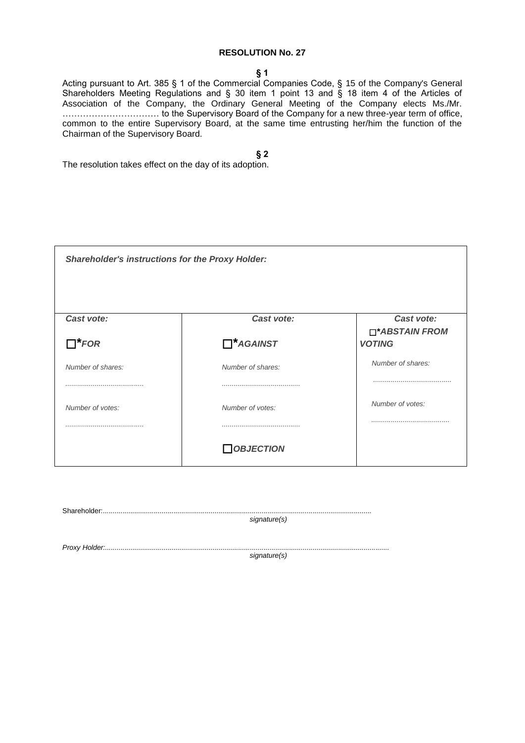**RESOLUTION No. 27**

**§ 1**

Acting pursuant to Art. 385 § 1 of the Commercial Companies Code, § 15 of the Company's General Shareholders Meeting Regulations and § 30 item 1 point 13 and § 18 item 4 of the Articles of Association of the Company, the Ordinary General Meeting of the Company elects Ms./Mr. …………………………… to the Supervisory Board of the Company for a new three-year term of office, common to the entire Supervisory Board, at the same time entrusting her/him the function of the Chairman of the Supervisory Board.

**§ 2**

The resolution takes effect on the day of its adoption.

| ***Shareholder's instructions for the Proxy Holder:*** | | |
|---|---|---|
| ***Cast vote:*** | ***Cast vote:*** | ***Cast vote:*** |
| ☐***FOR*** | ☐***AGAINST*** | ☐****ABSTAIN FROM VOTING*** |
| *Number of shares:* | *Number of shares:* | *Number of shares:* |
| ........................................ | ........................................ | ........................................ |
| *Number of votes:* | *Number of votes:* | *Number of votes:* |
| ........................................ | ........................................ | ........................................ |
| | ☐***OBJECTION*** | |

Shareholder:........................................................................................................................................

*signature(s)*

*Proxy Holder:*...............................................................................................................................................

*signature(s)*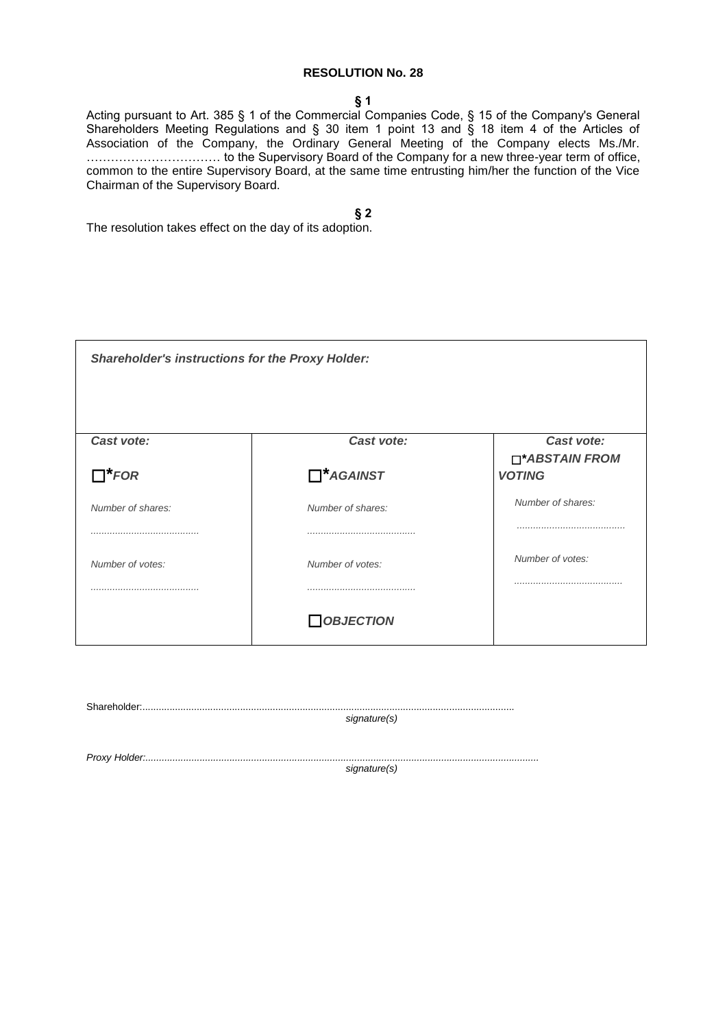**RESOLUTION No. 28**

**§ 1**

Acting pursuant to Art. 385 § 1 of the Commercial Companies Code, § 15 of the Company's General Shareholders Meeting Regulations and § 30 item 1 point 13 and § 18 item 4 of the Articles of Association of the Company, the Ordinary General Meeting of the Company elects Ms./Mr. …………………………… to the Supervisory Board of the Company for a new three-year term of office, common to the entire Supervisory Board, at the same time entrusting him/her the function of the Vice Chairman of the Supervisory Board.

**§ 2**

The resolution takes effect on the day of its adoption.

| ***Shareholder's instructions for the Proxy Holder:*** | | |
|---|---|---|
| ***Cast vote:*** | ***Cast vote:*** | ***Cast vote:*** |
| ☐****FOR*** | ☐****AGAINST*** | ☐****ABSTAIN FROM VOTING*** |
| *Number of shares:* ........................................ | *Number of shares:* ........................................ | *Number of shares:* ........................................ |
| *Number of votes:* ........................................ | *Number of votes:* ........................................ | *Number of votes:* ........................................ |
| | ☐***OBJECTION*** | |

Shareholder:........................................................................................................................................
*signature(s)*

*Proxy Holder:*.................................................................................................................................................
*signature(s)*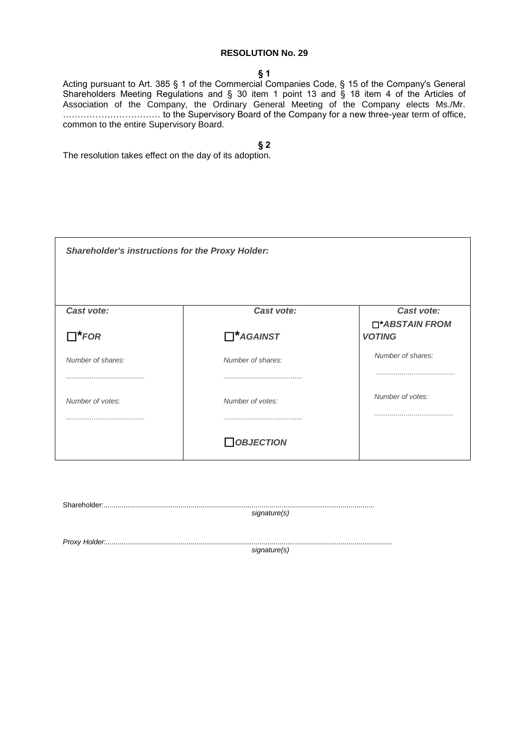**RESOLUTION No. 29**

**§ 1**

Acting pursuant to Art. 385 § 1 of the Commercial Companies Code, § 15 of the Company's General Shareholders Meeting Regulations and § 30 item 1 point 13 and § 18 item 4 of the Articles of Association of the Company, the Ordinary General Meeting of the Company elects Ms./Mr. …………………………… to the Supervisory Board of the Company for a new three-year term of office, common to the entire Supervisory Board.

**§ 2**

The resolution takes effect on the day of its adoption.

| ***Shareholder's instructions for the Proxy Holder:*** | | |
|---|---|---|
| ***Cast vote:*** | ***Cast vote:*** | ***Cast vote:*** |
| ☐***FOR*** | ☐***AGAINST*** | ☐****ABSTAIN FROM VOTING*** |
| *Number of shares:* ........................................ | *Number of shares:* ........................................ | *Number of shares:* ........................................ |
| *Number of votes:* ........................................ | *Number of votes:* ........................................ | *Number of votes:* ........................................ |
| | ☐***OBJECTION*** | |

Shareholder:........................................................................................................................................
*signature(s)*

*Proxy Holder:*........................................................................................................................................
*signature(s)*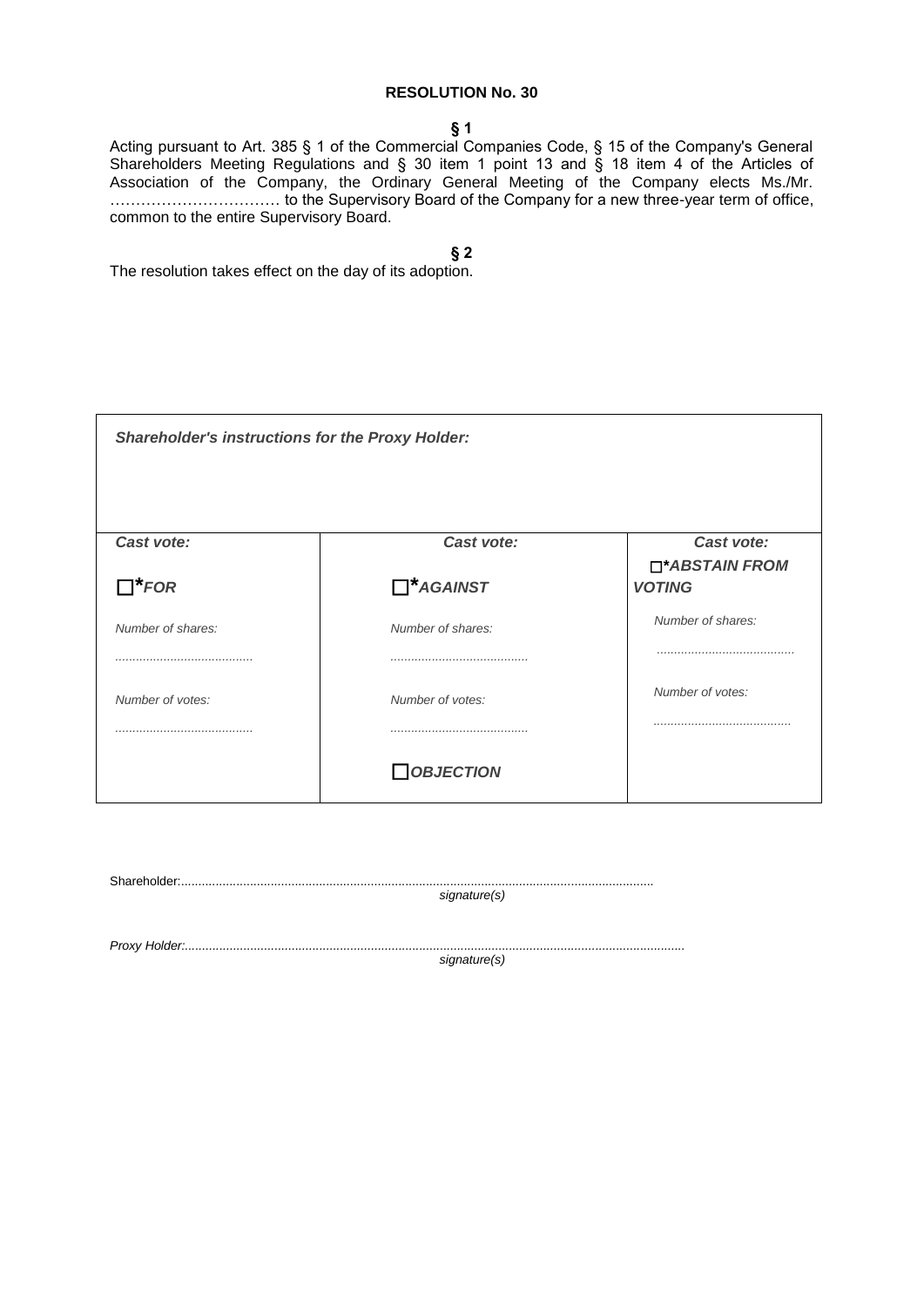**RESOLUTION No. 30**

**§ 1**

Acting pursuant to Art. 385 § 1 of the Commercial Companies Code, § 15 of the Company's General Shareholders Meeting Regulations and § 30 item 1 point 13 and § 18 item 4 of the Articles of Association of the Company, the Ordinary General Meeting of the Company elects Ms./Mr. …………………………… to the Supervisory Board of the Company for a new three-year term of office, common to the entire Supervisory Board.

**§ 2**

The resolution takes effect on the day of its adoption.

| ***Shareholder's instructions for the Proxy Holder:*** | | |
|---|---|---|
| ***Cast vote:*** | ***Cast vote:*** | ***Cast vote:*** |
| ☐ ***\*FOR*** | ☐ ***\*AGAINST*** | ☐ ***\*ABSTAIN FROM VOTING*** |
| *Number of shares:* ........................................ | *Number of shares:* ........................................ | *Number of shares:* ........................................ |
| *Number of votes:* ........................................ | *Number of votes:* ........................................ | *Number of votes:* ........................................ |
| | ☐ ***OBJECTION*** | |

Shareholder:...........................................................................................................................................
signature(s)

*Proxy Holder:*...........................................................................................................................................
*signature(s)*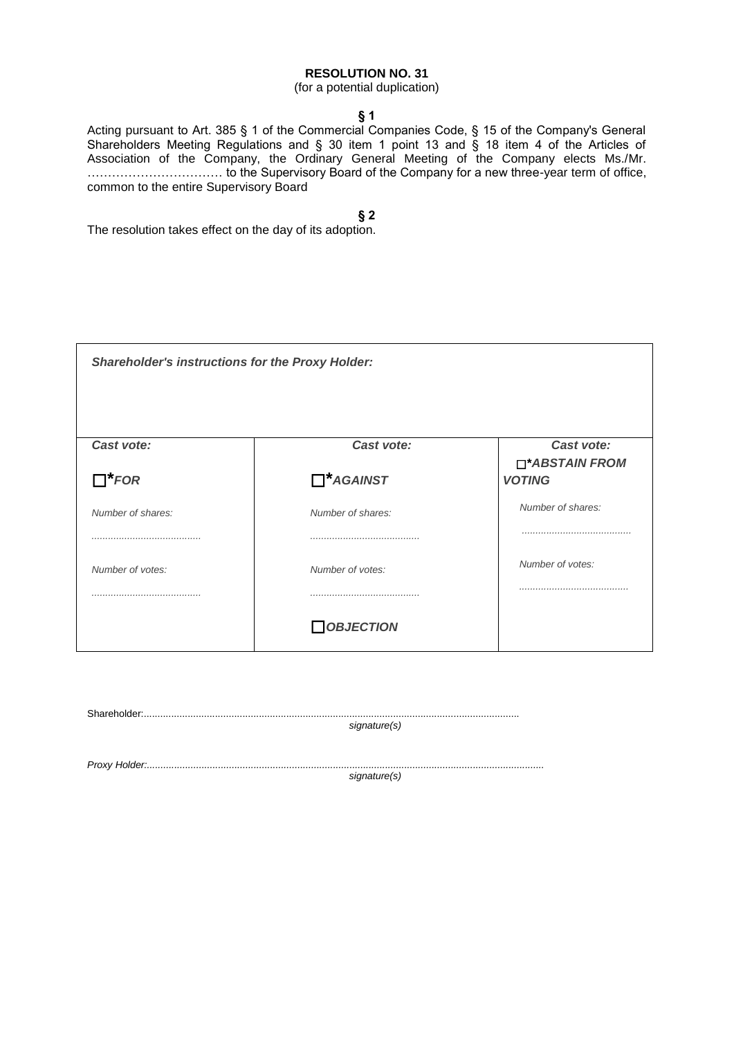**RESOLUTION NO. 31**

(for a potential duplication)

**§ 1**

Acting pursuant to Art. 385 § 1 of the Commercial Companies Code, § 15 of the Company's General Shareholders Meeting Regulations and § 30 item 1 point 13 and § 18 item 4 of the Articles of Association of the Company, the Ordinary General Meeting of the Company elects Ms./Mr. …………………………… to the Supervisory Board of the Company for a new three-year term of office, common to the entire Supervisory Board

**§ 2**

The resolution takes effect on the day of its adoption.

| ***Shareholder's instructions for the Proxy Holder:*** | | |
|---|---|---|
| ***Cast vote:*** | ***Cast vote:*** | ***Cast vote:*** |
| ☐***FOR*** | ☐***AGAINST*** | ☐***ABSTAIN FROM VOTING*** |
| *Number of shares:* ....................................... | *Number of shares:* ....................................... | *Number of shares:* ....................................... |
| *Number of votes:* ....................................... | *Number of votes:* ....................................... | *Number of votes:* ....................................... |
| | ☐***OBJECTION*** | |

Shareholder:.......................................................................................................................................
*signature(s)*

*Proxy Holder:...............................................................................................................................................*
*signature(s)*